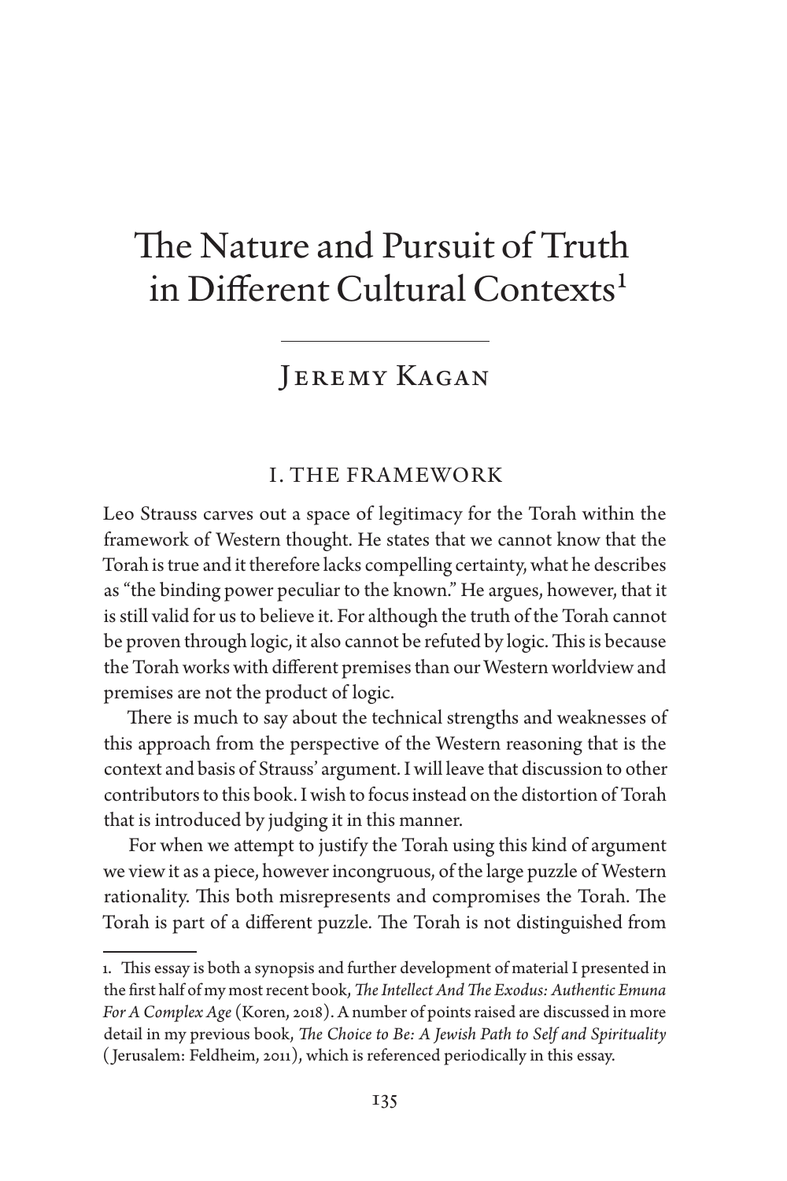# The Nature and Pursuit of Truth in Different Cultural Contexts[1]

## Jeremy Kagan

### I. THE FRAMEWORK

Leo Strauss carves out a space of legitimacy for the Torah within the framework of Western thought. He states that we cannot know that the Torah is true and it therefore lacks compelling certainty, what he describes as "the binding power peculiar to the known." He argues, however, that it is still valid for us to believe it. For although the truth of the Torah cannot be proven through logic, it also cannot be refuted by logic. This is because the Torah works with different premises than our Western worldview and premises are not the product of logic.

There is much to say about the technical strengths and weaknesses of this approach from the perspective of the Western reasoning that is the context and basis of Strauss' argument. I will leave that discussion to other contributors to this book. I wish to focus instead on the distortion of Torah that is introduced by judging it in this manner.

For when we attempt to justify the Torah using this kind of argument we view it as a piece, however incongruous, of the large puzzle of Western rationality. This both misrepresents and compromises the Torah. The Torah is part of a different puzzle. The Torah is not distinguished from

---

1. This essay is both a synopsis and further development of material I presented in the first half of my most recent book, *The Intellect And The Exodus: Authentic Emuna For A Complex Age* (Koren, 2018). A number of points raised are discussed in more detail in my previous book, *The Choice to Be: A Jewish Path to Self and Spirituality* (Jerusalem: Feldheim, 2011), which is referenced periodically in this essay.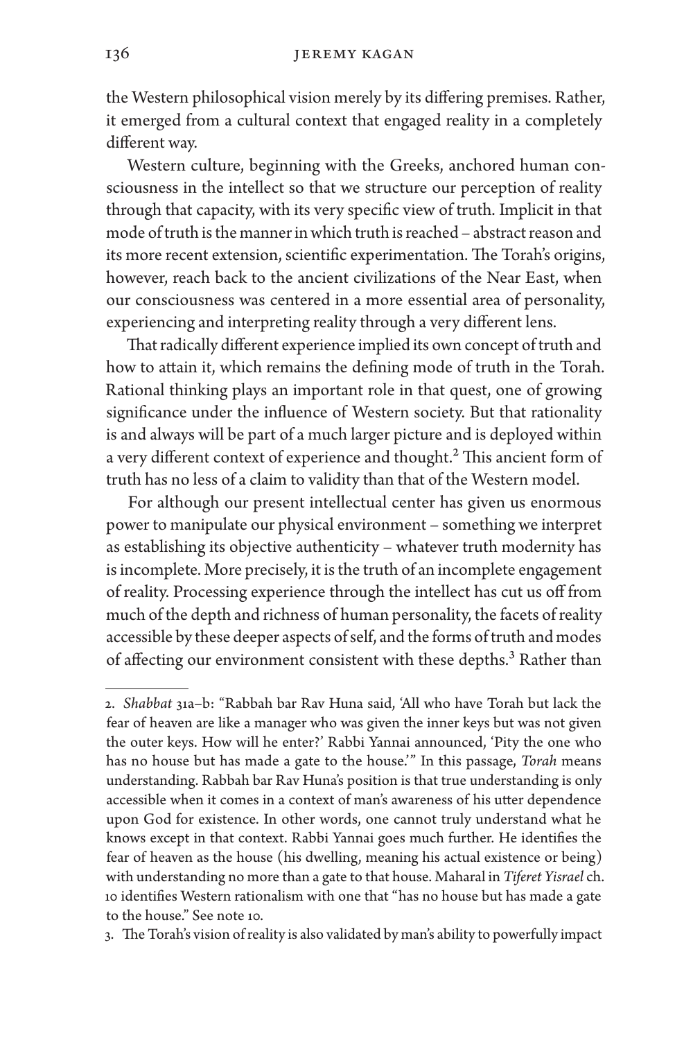the Western philosophical vision merely by its differing premises. Rather, it emerged from a cultural context that engaged reality in a completely different way.

Western culture, beginning with the Greeks, anchored human consciousness in the intellect so that we structure our perception of reality through that capacity, with its very specific view of truth. Implicit in that mode of truth is the manner in which truth is reached – abstract reason and its more recent extension, scientific experimentation. The Torah's origins, however, reach back to the ancient civilizations of the Near East, when our consciousness was centered in a more essential area of personality, experiencing and interpreting reality through a very different lens.

That radically different experience implied its own concept of truth and how to attain it, which remains the defining mode of truth in the Torah. Rational thinking plays an important role in that quest, one of growing significance under the influence of Western society. But that rationality is and always will be part of a much larger picture and is deployed within a very different context of experience and thought.[2] This ancient form of truth has no less of a claim to validity than that of the Western model.

For although our present intellectual center has given us enormous power to manipulate our physical environment – something we interpret as establishing its objective authenticity – whatever truth modernity has is incomplete. More precisely, it is the truth of an incomplete engagement of reality. Processing experience through the intellect has cut us off from much of the depth and richness of human personality, the facets of reality accessible by these deeper aspects of self, and the forms of truth and modes of affecting our environment consistent with these depths.[3] Rather than

---

2. *Shabbat* 31a–b: "Rabbah bar Rav Huna said, 'All who have Torah but lack the fear of heaven are like a manager who was given the inner keys but was not given the outer keys. How will he enter?' Rabbi Yannai announced, 'Pity the one who has no house but has made a gate to the house.'" In this passage, *Torah* means understanding. Rabbah bar Rav Huna's position is that true understanding is only accessible when it comes in a context of man's awareness of his utter dependence upon God for existence. In other words, one cannot truly understand what he knows except in that context. Rabbi Yannai goes much further. He identifies the fear of heaven as the house (his dwelling, meaning his actual existence or being) with understanding no more than a gate to that house. Maharal in *Tiferet Yisrael* ch. 10 identifies Western rationalism with one that "has no house but has made a gate to the house." See note 10.

3. The Torah's vision of reality is also validated by man's ability to powerfully impact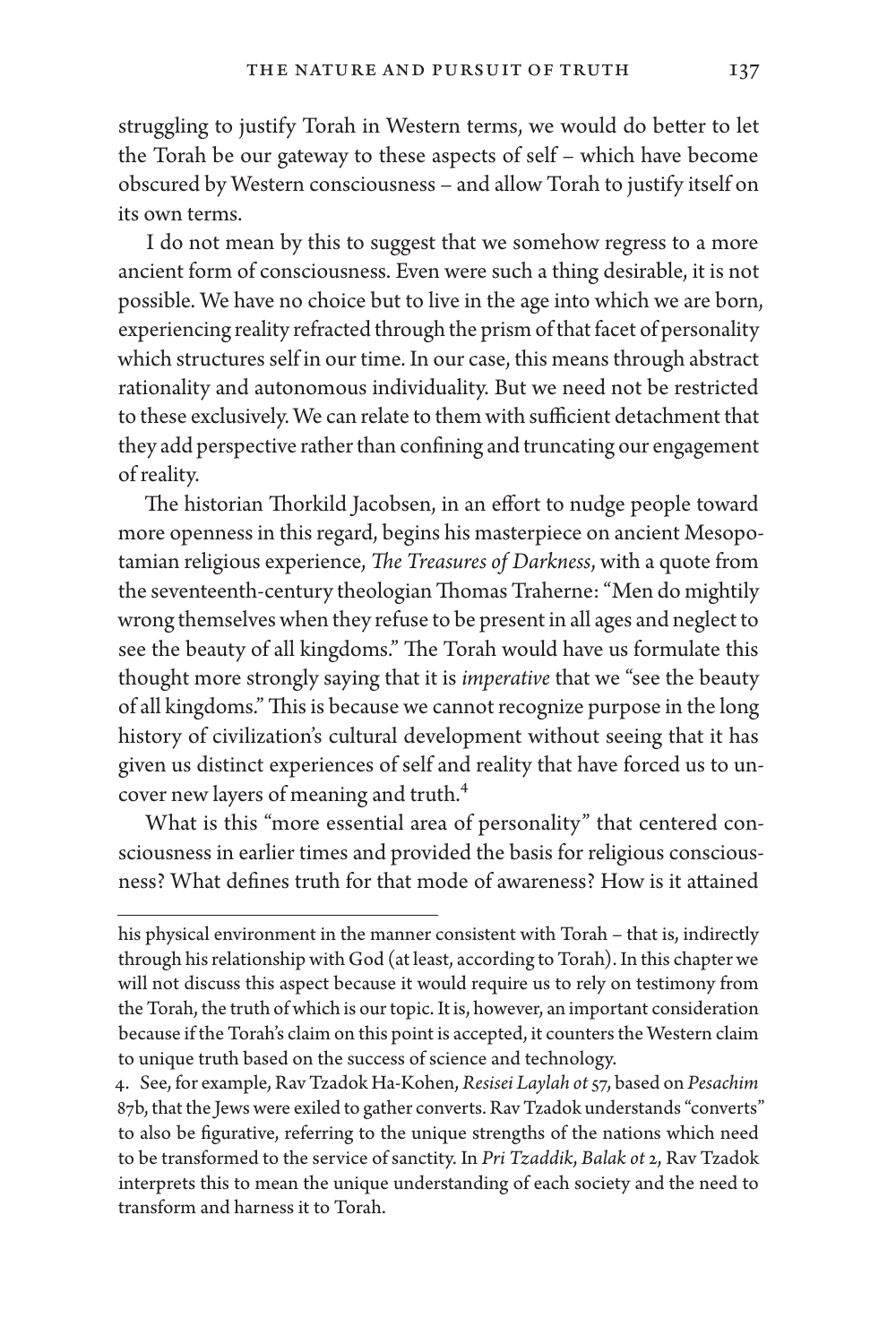struggling to justify Torah in Western terms, we would do better to let the Torah be our gateway to these aspects of self – which have become obscured by Western consciousness – and allow Torah to justify itself on its own terms.

I do not mean by this to suggest that we somehow regress to a more ancient form of consciousness. Even were such a thing desirable, it is not possible. We have no choice but to live in the age into which we are born, experiencing reality refracted through the prism of that facet of personality which structures self in our time. In our case, this means through abstract rationality and autonomous individuality. But we need not be restricted to these exclusively. We can relate to them with sufficient detachment that they add perspective rather than confining and truncating our engagement of reality.

The historian Thorkild Jacobsen, in an effort to nudge people toward more openness in this regard, begins his masterpiece on ancient Mesopotamian religious experience, *The Treasures of Darkness*, with a quote from the seventeenth-century theologian Thomas Traherne: "Men do mightily wrong themselves when they refuse to be present in all ages and neglect to see the beauty of all kingdoms." The Torah would have us formulate this thought more strongly saying that it is *imperative* that we "see the beauty of all kingdoms." This is because we cannot recognize purpose in the long history of civilization's cultural development without seeing that it has given us distinct experiences of self and reality that have forced us to uncover new layers of meaning and truth.[4]

What is this "more essential area of personality" that centered consciousness in earlier times and provided the basis for religious consciousness? What defines truth for that mode of awareness? How is it attained

---

his physical environment in the manner consistent with Torah – that is, indirectly through his relationship with God (at least, according to Torah). In this chapter we will not discuss this aspect because it would require us to rely on testimony from the Torah, the truth of which is our topic. It is, however, an important consideration because if the Torah's claim on this point is accepted, it counters the Western claim to unique truth based on the success of science and technology.

4. See, for example, Rav Tzadok Ha-Kohen, *Resisei Laylah ot* 57, based on *Pesachim* 87b, that the Jews were exiled to gather converts. Rav Tzadok understands "converts" to also be figurative, referring to the unique strengths of the nations which need to be transformed to the service of sanctity. In *Pri Tzaddik*, *Balak ot* 2, Rav Tzadok interprets this to mean the unique understanding of each society and the need to transform and harness it to Torah.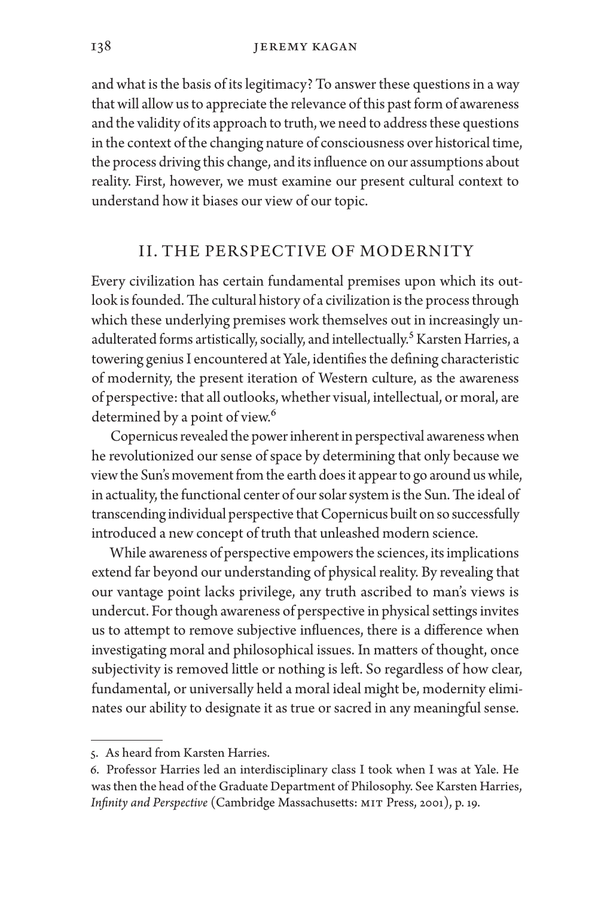and what is the basis of its legitimacy? To answer these questions in a way that will allow us to appreciate the relevance of this past form of awareness and the validity of its approach to truth, we need to address these questions in the context of the changing nature of consciousness over historical time, the process driving this change, and its influence on our assumptions about reality. First, however, we must examine our present cultural context to understand how it biases our view of our topic.

## II. THE PERSPECTIVE OF MODERNITY

Every civilization has certain fundamental premises upon which its outlook is founded. The cultural history of a civilization is the process through which these underlying premises work themselves out in increasingly unadulterated forms artistically, socially, and intellectually.[5] Karsten Harries, a towering genius I encountered at Yale, identifies the defining characteristic of modernity, the present iteration of Western culture, as the awareness of perspective: that all outlooks, whether visual, intellectual, or moral, are determined by a point of view.[6]

Copernicus revealed the power inherent in perspectival awareness when he revolutionized our sense of space by determining that only because we view the Sun's movement from the earth does it appear to go around us while, in actuality, the functional center of our solar system is the Sun. The ideal of transcending individual perspective that Copernicus built on so successfully introduced a new concept of truth that unleashed modern science.

While awareness of perspective empowers the sciences, its implications extend far beyond our understanding of physical reality. By revealing that our vantage point lacks privilege, any truth ascribed to man's views is undercut. For though awareness of perspective in physical settings invites us to attempt to remove subjective influences, there is a difference when investigating moral and philosophical issues. In matters of thought, once subjectivity is removed little or nothing is left. So regardless of how clear, fundamental, or universally held a moral ideal might be, modernity eliminates our ability to designate it as true or sacred in any meaningful sense.

---

5. As heard from Karsten Harries.

6. Professor Harries led an interdisciplinary class I took when I was at Yale. He was then the head of the Graduate Department of Philosophy. See Karsten Harries, *Infinity and Perspective* (Cambridge Massachusetts: MIT Press, 2001), p. 19.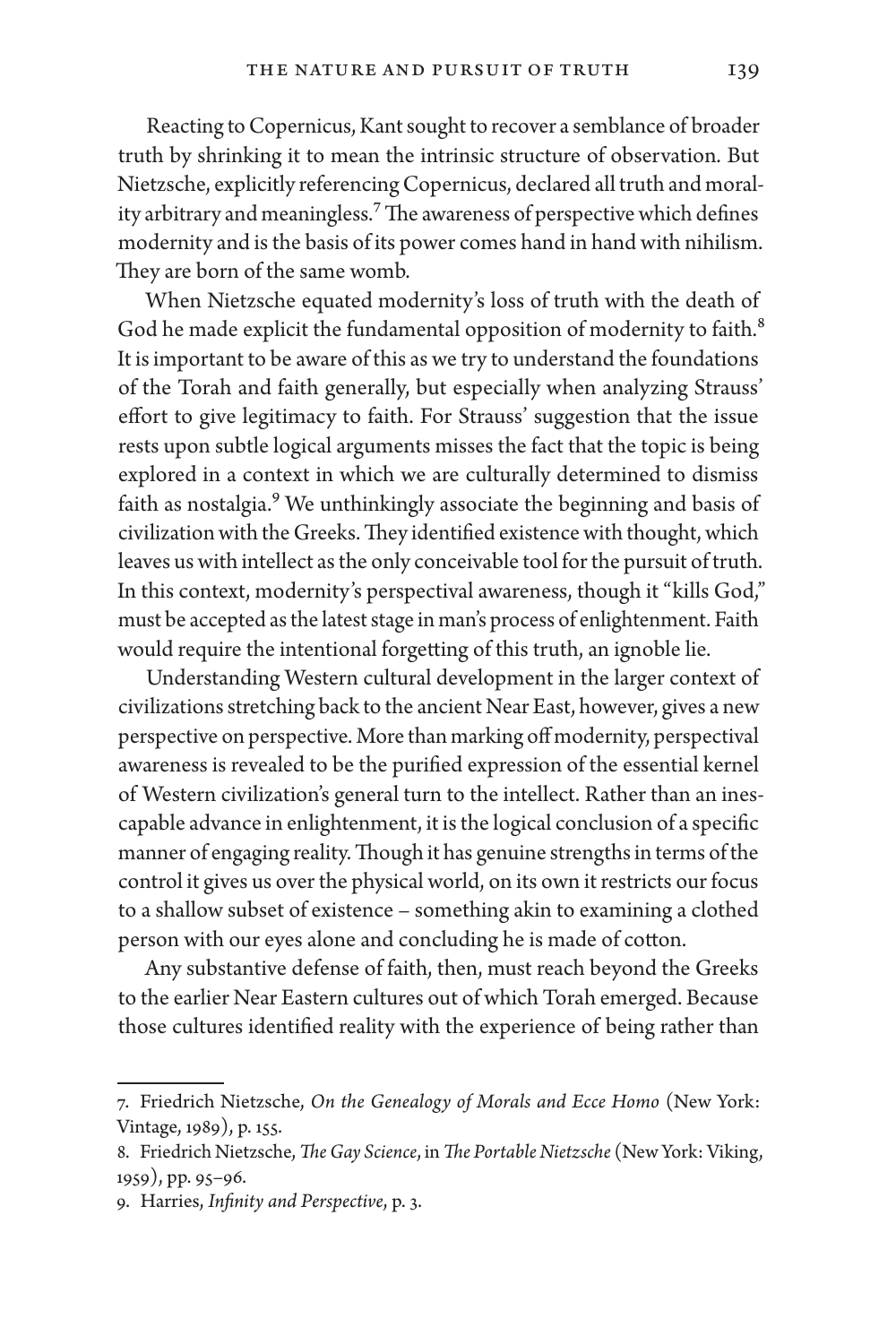Reacting to Copernicus, Kant sought to recover a semblance of broader truth by shrinking it to mean the intrinsic structure of observation. But Nietzsche, explicitly referencing Copernicus, declared all truth and morality arbitrary and meaningless.[7] The awareness of perspective which defines modernity and is the basis of its power comes hand in hand with nihilism. They are born of the same womb.

When Nietzsche equated modernity's loss of truth with the death of God he made explicit the fundamental opposition of modernity to faith.[8] It is important to be aware of this as we try to understand the foundations of the Torah and faith generally, but especially when analyzing Strauss' effort to give legitimacy to faith. For Strauss' suggestion that the issue rests upon subtle logical arguments misses the fact that the topic is being explored in a context in which we are culturally determined to dismiss faith as nostalgia.[9] We unthinkingly associate the beginning and basis of civilization with the Greeks. They identified existence with thought, which leaves us with intellect as the only conceivable tool for the pursuit of truth. In this context, modernity's perspectival awareness, though it "kills God," must be accepted as the latest stage in man's process of enlightenment. Faith would require the intentional forgetting of this truth, an ignoble lie.

Understanding Western cultural development in the larger context of civilizations stretching back to the ancient Near East, however, gives a new perspective on perspective. More than marking off modernity, perspectival awareness is revealed to be the purified expression of the essential kernel of Western civilization's general turn to the intellect. Rather than an inescapable advance in enlightenment, it is the logical conclusion of a specific manner of engaging reality. Though it has genuine strengths in terms of the control it gives us over the physical world, on its own it restricts our focus to a shallow subset of existence – something akin to examining a clothed person with our eyes alone and concluding he is made of cotton.

Any substantive defense of faith, then, must reach beyond the Greeks to the earlier Near Eastern cultures out of which Torah emerged. Because those cultures identified reality with the experience of being rather than

---

7. Friedrich Nietzsche, *On the Genealogy of Morals and Ecce Homo* (New York: Vintage, 1989), p. 155.

8. Friedrich Nietzsche, *The Gay Science*, in *The Portable Nietzsche* (New York: Viking, 1959), pp. 95–96.

9. Harries, *Infinity and Perspective*, p. 3.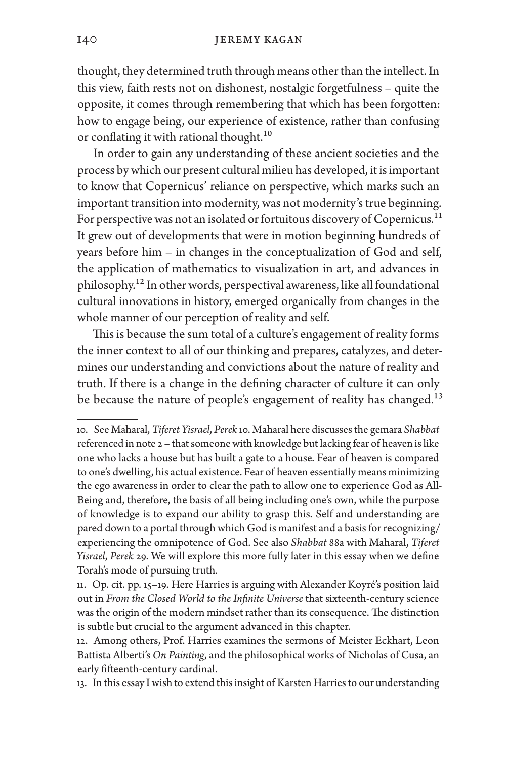thought, they determined truth through means other than the intellect. In this view, faith rests not on dishonest, nostalgic forgetfulness – quite the opposite, it comes through remembering that which has been forgotten: how to engage being, our experience of existence, rather than confusing or conflating it with rational thought.[10]

In order to gain any understanding of these ancient societies and the process by which our present cultural milieu has developed, it is important to know that Copernicus' reliance on perspective, which marks such an important transition into modernity, was not modernity's true beginning. For perspective was not an isolated or fortuitous discovery of Copernicus.[11] It grew out of developments that were in motion beginning hundreds of years before him – in changes in the conceptualization of God and self, the application of mathematics to visualization in art, and advances in philosophy.[12] In other words, perspectival awareness, like all foundational cultural innovations in history, emerged organically from changes in the whole manner of our perception of reality and self.

This is because the sum total of a culture's engagement of reality forms the inner context to all of our thinking and prepares, catalyzes, and determines our understanding and convictions about the nature of reality and truth. If there is a change in the defining character of culture it can only be because the nature of people's engagement of reality has changed.[13]

---

10. See Maharal, *Tiferet Yisrael*, *Perek* 10. Maharal here discusses the gemara *Shabbat* referenced in note 2 – that someone with knowledge but lacking fear of heaven is like one who lacks a house but has built a gate to a house. Fear of heaven is compared to one's dwelling, his actual existence. Fear of heaven essentially means minimizing the ego awareness in order to clear the path to allow one to experience God as All-Being and, therefore, the basis of all being including one's own, while the purpose of knowledge is to expand our ability to grasp this. Self and understanding are pared down to a portal through which God is manifest and a basis for recognizing/experiencing the omnipotence of God. See also *Shabbat* 88a with Maharal, *Tiferet Yisrael*, *Perek* 29. We will explore this more fully later in this essay when we define Torah's mode of pursuing truth.

11. Op. cit. pp. 15–19. Here Harries is arguing with Alexander Koyré's position laid out in *From the Closed World to the Infinite Universe* that sixteenth-century science was the origin of the modern mindset rather than its consequence. The distinction is subtle but crucial to the argument advanced in this chapter.

12. Among others, Prof. Harries examines the sermons of Meister Eckhart, Leon Battista Alberti's *On Painting*, and the philosophical works of Nicholas of Cusa, an early fifteenth-century cardinal.

13. In this essay I wish to extend this insight of Karsten Harries to our understanding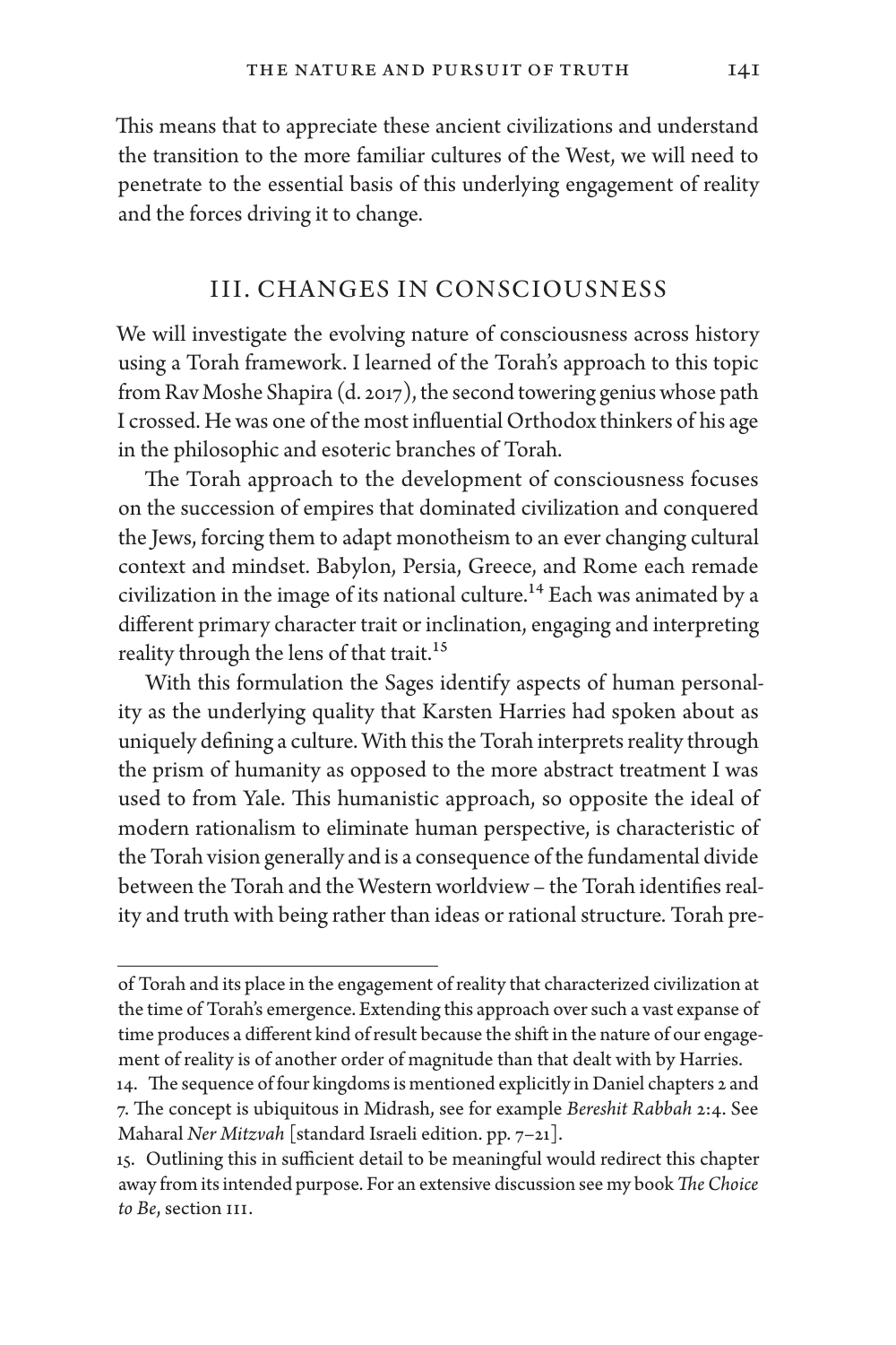This means that to appreciate these ancient civilizations and understand the transition to the more familiar cultures of the West, we will need to penetrate to the essential basis of this underlying engagement of reality and the forces driving it to change.

## III. CHANGES IN CONSCIOUSNESS

We will investigate the evolving nature of consciousness across history using a Torah framework. I learned of the Torah's approach to this topic from Rav Moshe Shapira (d. 2017), the second towering genius whose path I crossed. He was one of the most influential Orthodox thinkers of his age in the philosophic and esoteric branches of Torah.

The Torah approach to the development of consciousness focuses on the succession of empires that dominated civilization and conquered the Jews, forcing them to adapt monotheism to an ever changing cultural context and mindset. Babylon, Persia, Greece, and Rome each remade civilization in the image of its national culture.[14] Each was animated by a different primary character trait or inclination, engaging and interpreting reality through the lens of that trait.[15]

With this formulation the Sages identify aspects of human personality as the underlying quality that Karsten Harries had spoken about as uniquely defining a culture. With this the Torah interprets reality through the prism of humanity as opposed to the more abstract treatment I was used to from Yale. This humanistic approach, so opposite the ideal of modern rationalism to eliminate human perspective, is characteristic of the Torah vision generally and is a consequence of the fundamental divide between the Torah and the Western worldview – the Torah identifies reality and truth with being rather than ideas or rational structure. Torah pre-

---

of Torah and its place in the engagement of reality that characterized civilization at the time of Torah's emergence. Extending this approach over such a vast expanse of time produces a different kind of result because the shift in the nature of our engagement of reality is of another order of magnitude than that dealt with by Harries.

14. The sequence of four kingdoms is mentioned explicitly in Daniel chapters 2 and 7. The concept is ubiquitous in Midrash, see for example *Bereshit Rabbah* 2:4. See Maharal *Ner Mitzvah* [standard Israeli edition. pp. 7–21].

15. Outlining this in sufficient detail to be meaningful would redirect this chapter away from its intended purpose. For an extensive discussion see my book *The Choice to Be*, section III.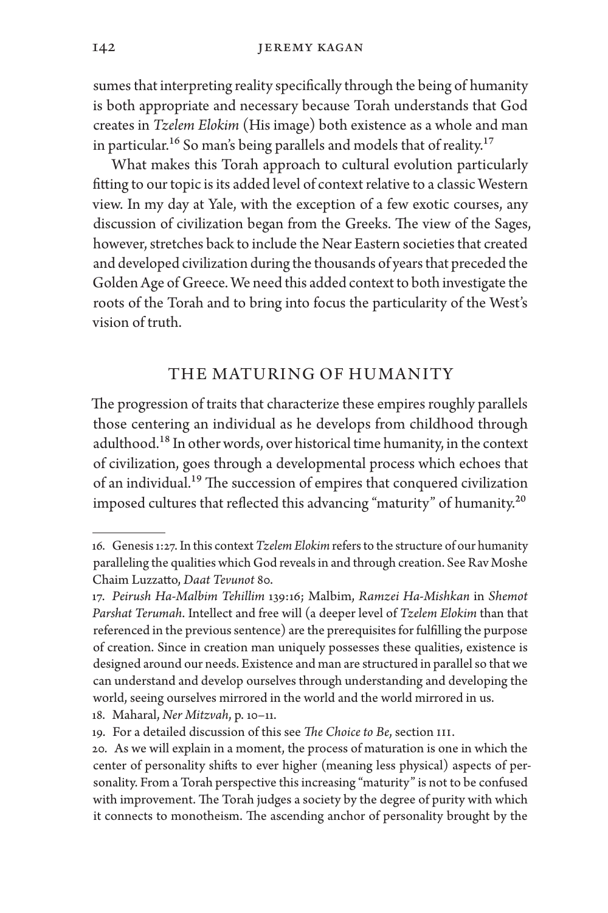sumes that interpreting reality specifically through the being of humanity is both appropriate and necessary because Torah understands that God creates in *Tzelem Elokim* (His image) both existence as a whole and man in particular.[16] So man's being parallels and models that of reality.[17]

What makes this Torah approach to cultural evolution particularly fitting to our topic is its added level of context relative to a classic Western view. In my day at Yale, with the exception of a few exotic courses, any discussion of civilization began from the Greeks. The view of the Sages, however, stretches back to include the Near Eastern societies that created and developed civilization during the thousands of years that preceded the Golden Age of Greece. We need this added context to both investigate the roots of the Torah and to bring into focus the particularity of the West's vision of truth.

## THE MATURING OF HUMANITY

The progression of traits that characterize these empires roughly parallels those centering an individual as he develops from childhood through adulthood.[18] In other words, over historical time humanity, in the context of civilization, goes through a developmental process which echoes that of an individual.[19] The succession of empires that conquered civilization imposed cultures that reflected this advancing "maturity" of humanity.[20]

---

16. Genesis 1:27. In this context *Tzelem Elokim* refers to the structure of our humanity paralleling the qualities which God reveals in and through creation. See Rav Moshe Chaim Luzzatto, *Daat Tevunot* 80.

17. *Peirush Ha-Malbim Tehillim* 139:16; Malbim, *Ramzei Ha-Mishkan* in *Shemot Parshat Terumah*. Intellect and free will (a deeper level of *Tzelem Elokim* than that referenced in the previous sentence) are the prerequisites for fulfilling the purpose of creation. Since in creation man uniquely possesses these qualities, existence is designed around our needs. Existence and man are structured in parallel so that we can understand and develop ourselves through understanding and developing the world, seeing ourselves mirrored in the world and the world mirrored in us.

18. Maharal, *Ner Mitzvah*, p. 10–11.

19. For a detailed discussion of this see *The Choice to Be*, section III.

20. As we will explain in a moment, the process of maturation is one in which the center of personality shifts to ever higher (meaning less physical) aspects of personality. From a Torah perspective this increasing "maturity" is not to be confused with improvement. The Torah judges a society by the degree of purity with which it connects to monotheism. The ascending anchor of personality brought by the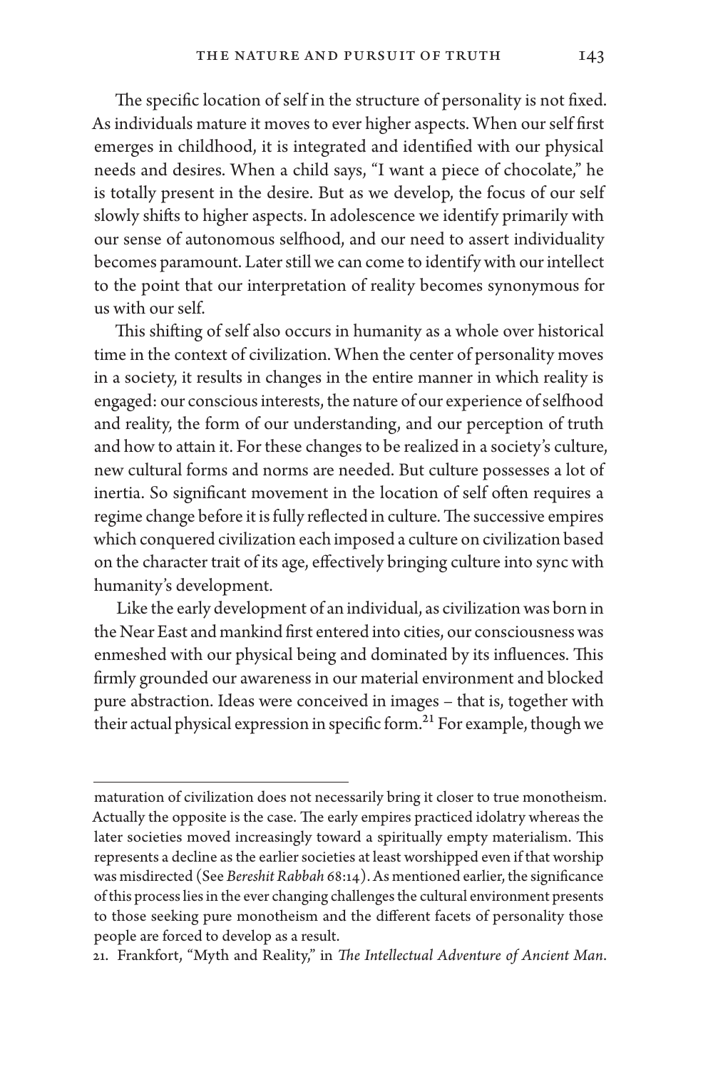The specific location of self in the structure of personality is not fixed. As individuals mature it moves to ever higher aspects. When our self first emerges in childhood, it is integrated and identified with our physical needs and desires. When a child says, "I want a piece of chocolate," he is totally present in the desire. But as we develop, the focus of our self slowly shifts to higher aspects. In adolescence we identify primarily with our sense of autonomous selfhood, and our need to assert individuality becomes paramount. Later still we can come to identify with our intellect to the point that our interpretation of reality becomes synonymous for us with our self.

This shifting of self also occurs in humanity as a whole over historical time in the context of civilization. When the center of personality moves in a society, it results in changes in the entire manner in which reality is engaged: our conscious interests, the nature of our experience of selfhood and reality, the form of our understanding, and our perception of truth and how to attain it. For these changes to be realized in a society's culture, new cultural forms and norms are needed. But culture possesses a lot of inertia. So significant movement in the location of self often requires a regime change before it is fully reflected in culture. The successive empires which conquered civilization each imposed a culture on civilization based on the character trait of its age, effectively bringing culture into sync with humanity's development.

Like the early development of an individual, as civilization was born in the Near East and mankind first entered into cities, our consciousness was enmeshed with our physical being and dominated by its influences. This firmly grounded our awareness in our material environment and blocked pure abstraction. Ideas were conceived in images – that is, together with their actual physical expression in specific form.[21] For example, though we

---

maturation of civilization does not necessarily bring it closer to true monotheism. Actually the opposite is the case. The early empires practiced idolatry whereas the later societies moved increasingly toward a spiritually empty materialism. This represents a decline as the earlier societies at least worshipped even if that worship was misdirected (See *Bereshit Rabbah* 68:14). As mentioned earlier, the significance of this process lies in the ever changing challenges the cultural environment presents to those seeking pure monotheism and the different facets of personality those people are forced to develop as a result.

21. Frankfort, "Myth and Reality," in *The Intellectual Adventure of Ancient Man*.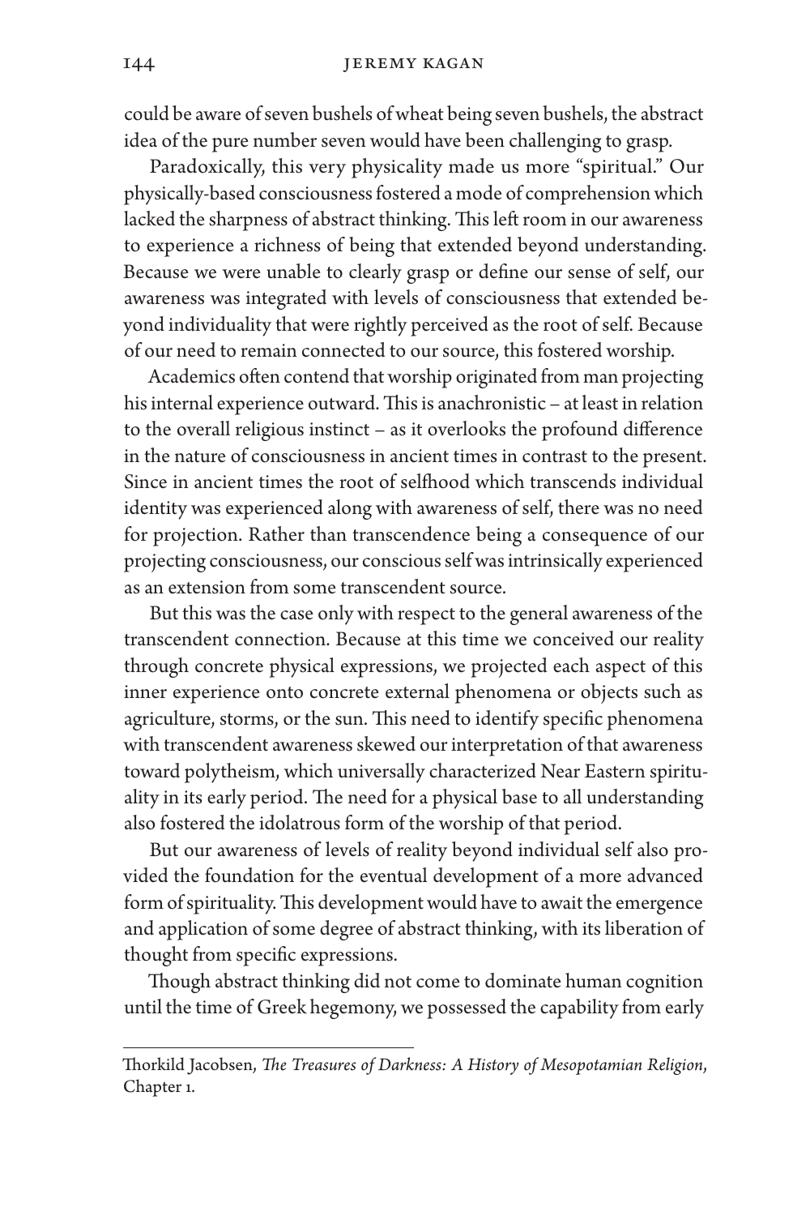could be aware of seven bushels of wheat being seven bushels, the abstract idea of the pure number seven would have been challenging to grasp.

Paradoxically, this very physicality made us more "spiritual." Our physically-based consciousness fostered a mode of comprehension which lacked the sharpness of abstract thinking. This left room in our awareness to experience a richness of being that extended beyond understanding. Because we were unable to clearly grasp or define our sense of self, our awareness was integrated with levels of consciousness that extended beyond individuality that were rightly perceived as the root of self. Because of our need to remain connected to our source, this fostered worship.

Academics often contend that worship originated from man projecting his internal experience outward. This is anachronistic – at least in relation to the overall religious instinct – as it overlooks the profound difference in the nature of consciousness in ancient times in contrast to the present. Since in ancient times the root of selfhood which transcends individual identity was experienced along with awareness of self, there was no need for projection. Rather than transcendence being a consequence of our projecting consciousness, our conscious self was intrinsically experienced as an extension from some transcendent source.

But this was the case only with respect to the general awareness of the transcendent connection. Because at this time we conceived our reality through concrete physical expressions, we projected each aspect of this inner experience onto concrete external phenomena or objects such as agriculture, storms, or the sun. This need to identify specific phenomena with transcendent awareness skewed our interpretation of that awareness toward polytheism, which universally characterized Near Eastern spirituality in its early period. The need for a physical base to all understanding also fostered the idolatrous form of the worship of that period.

But our awareness of levels of reality beyond individual self also provided the foundation for the eventual development of a more advanced form of spirituality. This development would have to await the emergence and application of some degree of abstract thinking, with its liberation of thought from specific expressions.

Though abstract thinking did not come to dominate human cognition until the time of Greek hegemony, we possessed the capability from early

---

Thorkild Jacobsen, *The Treasures of Darkness: A History of Mesopotamian Religion*, Chapter 1.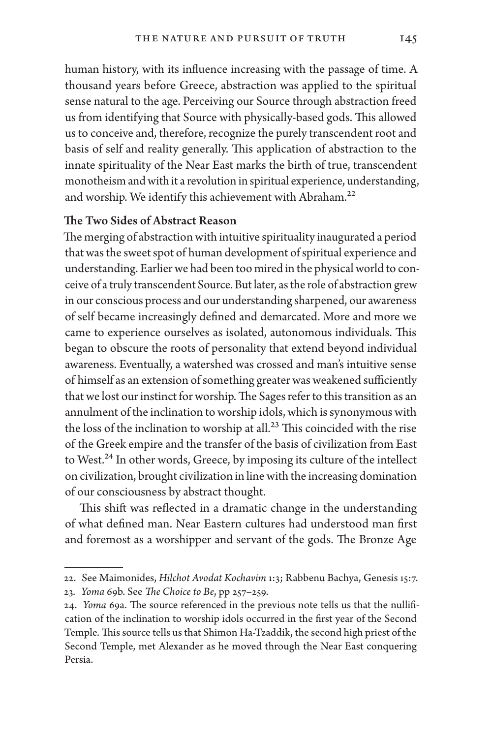human history, with its influence increasing with the passage of time. A thousand years before Greece, abstraction was applied to the spiritual sense natural to the age. Perceiving our Source through abstraction freed us from identifying that Source with physically-based gods. This allowed us to conceive and, therefore, recognize the purely transcendent root and basis of self and reality generally. This application of abstraction to the innate spirituality of the Near East marks the birth of true, transcendent monotheism and with it a revolution in spiritual experience, understanding, and worship. We identify this achievement with Abraham.[22]

### The Two Sides of Abstract Reason

The merging of abstraction with intuitive spirituality inaugurated a period that was the sweet spot of human development of spiritual experience and understanding. Earlier we had been too mired in the physical world to conceive of a truly transcendent Source. But later, as the role of abstraction grew in our conscious process and our understanding sharpened, our awareness of self became increasingly defined and demarcated. More and more we came to experience ourselves as isolated, autonomous individuals. This began to obscure the roots of personality that extend beyond individual awareness. Eventually, a watershed was crossed and man's intuitive sense of himself as an extension of something greater was weakened sufficiently that we lost our instinct for worship. The Sages refer to this transition as an annulment of the inclination to worship idols, which is synonymous with the loss of the inclination to worship at all.[23] This coincided with the rise of the Greek empire and the transfer of the basis of civilization from East to West.[24] In other words, Greece, by imposing its culture of the intellect on civilization, brought civilization in line with the increasing domination of our consciousness by abstract thought.

This shift was reflected in a dramatic change in the understanding of what defined man. Near Eastern cultures had understood man first and foremost as a worshipper and servant of the gods. The Bronze Age

---

22. See Maimonides, *Hilchot Avodat Kochavim* 1:3; Rabbenu Bachya, Genesis 15:7.

23. *Yoma* 69b. See *The Choice to Be*, pp 257–259.

24. *Yoma* 69a. The source referenced in the previous note tells us that the nullification of the inclination to worship idols occurred in the first year of the Second Temple. This source tells us that Shimon Ha-Tzaddik, the second high priest of the Second Temple, met Alexander as he moved through the Near East conquering Persia.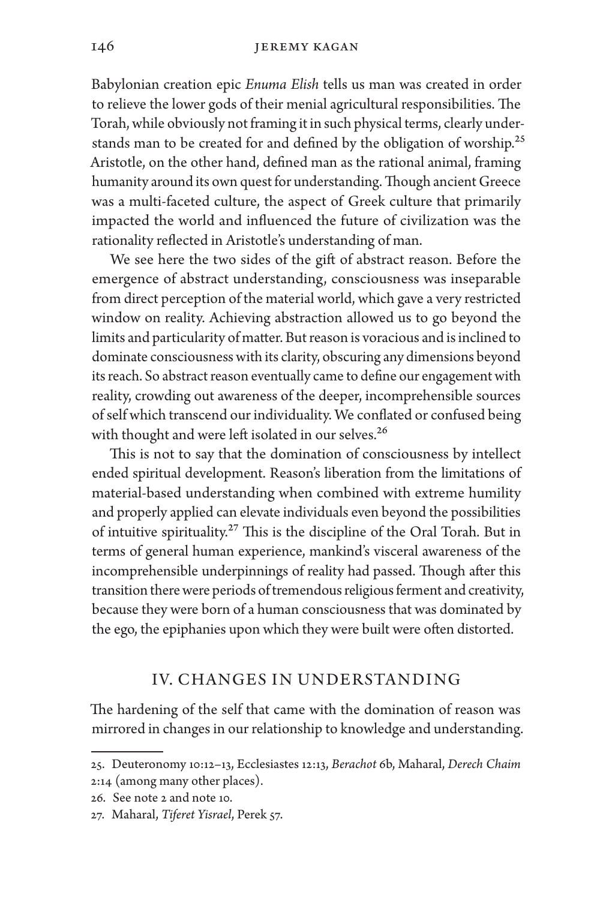Babylonian creation epic *Enuma Elish* tells us man was created in order to relieve the lower gods of their menial agricultural responsibilities. The Torah, while obviously not framing it in such physical terms, clearly understands man to be created for and defined by the obligation of worship.[25] Aristotle, on the other hand, defined man as the rational animal, framing humanity around its own quest for understanding. Though ancient Greece was a multi-faceted culture, the aspect of Greek culture that primarily impacted the world and influenced the future of civilization was the rationality reflected in Aristotle's understanding of man.

We see here the two sides of the gift of abstract reason. Before the emergence of abstract understanding, consciousness was inseparable from direct perception of the material world, which gave a very restricted window on reality. Achieving abstraction allowed us to go beyond the limits and particularity of matter. But reason is voracious and is inclined to dominate consciousness with its clarity, obscuring any dimensions beyond its reach. So abstract reason eventually came to define our engagement with reality, crowding out awareness of the deeper, incomprehensible sources of self which transcend our individuality. We conflated or confused being with thought and were left isolated in our selves.[26]

This is not to say that the domination of consciousness by intellect ended spiritual development. Reason's liberation from the limitations of material-based understanding when combined with extreme humility and properly applied can elevate individuals even beyond the possibilities of intuitive spirituality.[27] This is the discipline of the Oral Torah. But in terms of general human experience, mankind's visceral awareness of the incomprehensible underpinnings of reality had passed. Though after this transition there were periods of tremendous religious ferment and creativity, because they were born of a human consciousness that was dominated by the ego, the epiphanies upon which they were built were often distorted.

## IV. CHANGES IN UNDERSTANDING

The hardening of the self that came with the domination of reason was mirrored in changes in our relationship to knowledge and understanding.

---

25. Deuteronomy 10:12–13, Ecclesiastes 12:13, *Berachot* 6b, Maharal, *Derech Chaim* 2:14 (among many other places).

26. See note 2 and note 10.

27. Maharal, *Tiferet Yisrael*, Perek 57.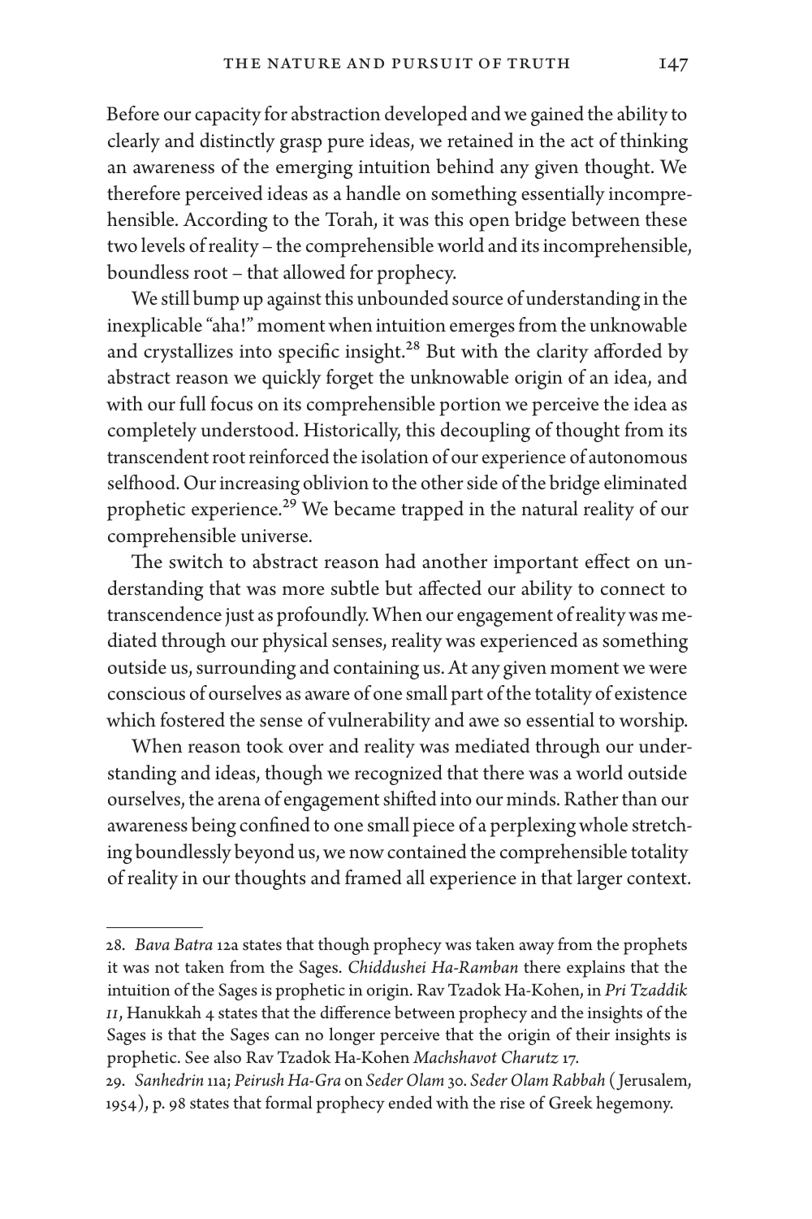Before our capacity for abstraction developed and we gained the ability to clearly and distinctly grasp pure ideas, we retained in the act of thinking an awareness of the emerging intuition behind any given thought. We therefore perceived ideas as a handle on something essentially incomprehensible. According to the Torah, it was this open bridge between these two levels of reality – the comprehensible world and its incomprehensible, boundless root – that allowed for prophecy.

We still bump up against this unbounded source of understanding in the inexplicable "aha!" moment when intuition emerges from the unknowable and crystallizes into specific insight.[28] But with the clarity afforded by abstract reason we quickly forget the unknowable origin of an idea, and with our full focus on its comprehensible portion we perceive the idea as completely understood. Historically, this decoupling of thought from its transcendent root reinforced the isolation of our experience of autonomous selfhood. Our increasing oblivion to the other side of the bridge eliminated prophetic experience.[29] We became trapped in the natural reality of our comprehensible universe.

The switch to abstract reason had another important effect on understanding that was more subtle but affected our ability to connect to transcendence just as profoundly. When our engagement of reality was mediated through our physical senses, reality was experienced as something outside us, surrounding and containing us. At any given moment we were conscious of ourselves as aware of one small part of the totality of existence which fostered the sense of vulnerability and awe so essential to worship.

When reason took over and reality was mediated through our understanding and ideas, though we recognized that there was a world outside ourselves, the arena of engagement shifted into our minds. Rather than our awareness being confined to one small piece of a perplexing whole stretching boundlessly beyond us, we now contained the comprehensible totality of reality in our thoughts and framed all experience in that larger context.

---

28. *Bava Batra* 12a states that though prophecy was taken away from the prophets it was not taken from the Sages. *Chiddushei Ha-Ramban* there explains that the intuition of the Sages is prophetic in origin. Rav Tzadok Ha-Kohen, in *Pri Tzaddik II*, Hanukkah 4 states that the difference between prophecy and the insights of the Sages is that the Sages can no longer perceive that the origin of their insights is prophetic. See also Rav Tzadok Ha-Kohen *Machshavot Charutz* 17.

29. *Sanhedrin* 11a; *Peirush Ha-Gra* on *Seder Olam* 30. *Seder Olam Rabbah* (Jerusalem, 1954), p. 98 states that formal prophecy ended with the rise of Greek hegemony.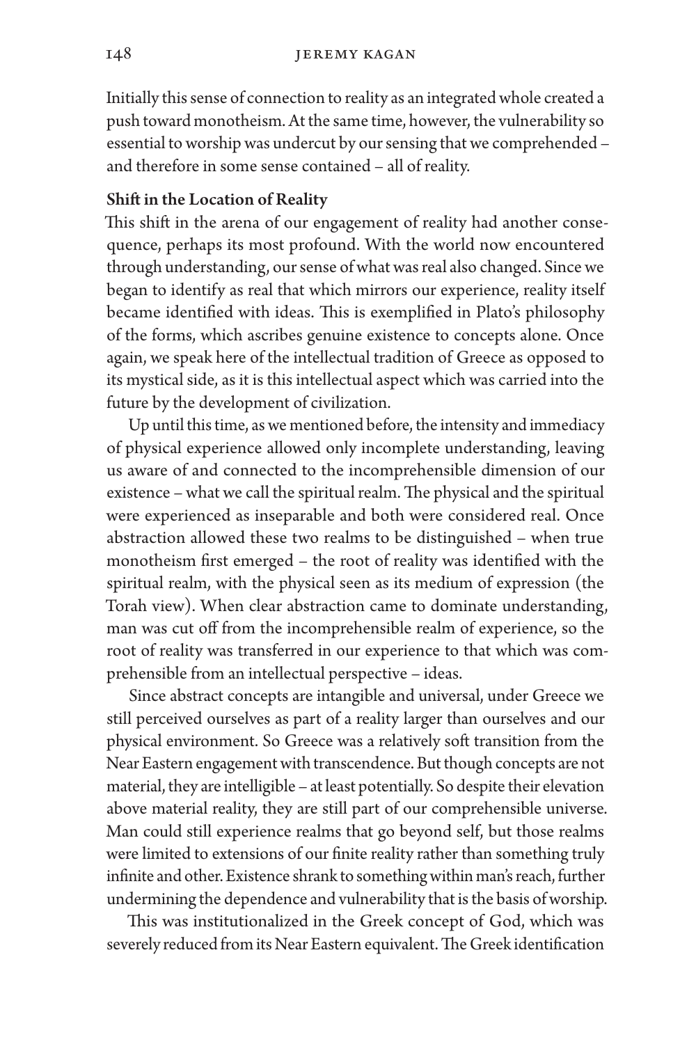Initially this sense of connection to reality as an integrated whole created a push toward monotheism. At the same time, however, the vulnerability so essential to worship was undercut by our sensing that we comprehended – and therefore in some sense contained – all of reality.

**Shift in the Location of Reality**

This shift in the arena of our engagement of reality had another consequence, perhaps its most profound. With the world now encountered through understanding, our sense of what was real also changed. Since we began to identify as real that which mirrors our experience, reality itself became identified with ideas. This is exemplified in Plato's philosophy of the forms, which ascribes genuine existence to concepts alone. Once again, we speak here of the intellectual tradition of Greece as opposed to its mystical side, as it is this intellectual aspect which was carried into the future by the development of civilization.

Up until this time, as we mentioned before, the intensity and immediacy of physical experience allowed only incomplete understanding, leaving us aware of and connected to the incomprehensible dimension of our existence – what we call the spiritual realm. The physical and the spiritual were experienced as inseparable and both were considered real. Once abstraction allowed these two realms to be distinguished – when true monotheism first emerged – the root of reality was identified with the spiritual realm, with the physical seen as its medium of expression (the Torah view). When clear abstraction came to dominate understanding, man was cut off from the incomprehensible realm of experience, so the root of reality was transferred in our experience to that which was comprehensible from an intellectual perspective – ideas.

Since abstract concepts are intangible and universal, under Greece we still perceived ourselves as part of a reality larger than ourselves and our physical environment. So Greece was a relatively soft transition from the Near Eastern engagement with transcendence. But though concepts are not material, they are intelligible – at least potentially. So despite their elevation above material reality, they are still part of our comprehensible universe. Man could still experience realms that go beyond self, but those realms were limited to extensions of our finite reality rather than something truly infinite and other. Existence shrank to something within man's reach, further undermining the dependence and vulnerability that is the basis of worship.

This was institutionalized in the Greek concept of God, which was severely reduced from its Near Eastern equivalent. The Greek identification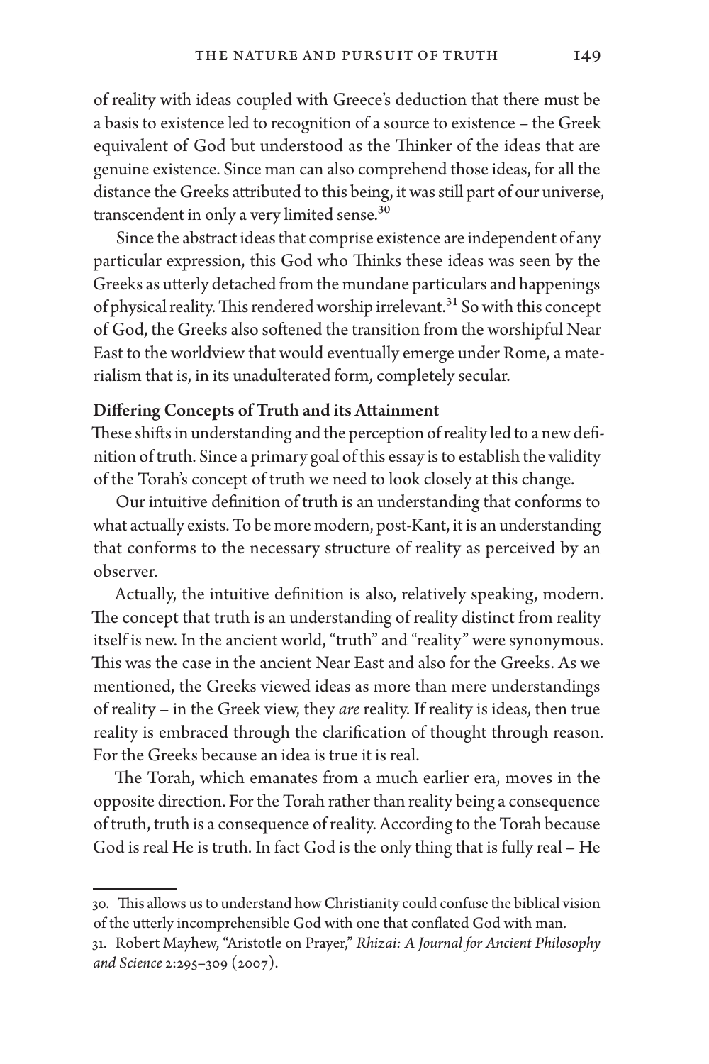of reality with ideas coupled with Greece's deduction that there must be a basis to existence led to recognition of a source to existence – the Greek equivalent of God but understood as the Thinker of the ideas that are genuine existence. Since man can also comprehend those ideas, for all the distance the Greeks attributed to this being, it was still part of our universe, transcendent in only a very limited sense.[30]

Since the abstract ideas that comprise existence are independent of any particular expression, this God who Thinks these ideas was seen by the Greeks as utterly detached from the mundane particulars and happenings of physical reality. This rendered worship irrelevant.[31] So with this concept of God, the Greeks also softened the transition from the worshipful Near East to the worldview that would eventually emerge under Rome, a materialism that is, in its unadulterated form, completely secular.

### Differing Concepts of Truth and its Attainment

These shifts in understanding and the perception of reality led to a new definition of truth. Since a primary goal of this essay is to establish the validity of the Torah's concept of truth we need to look closely at this change.

Our intuitive definition of truth is an understanding that conforms to what actually exists. To be more modern, post-Kant, it is an understanding that conforms to the necessary structure of reality as perceived by an observer.

Actually, the intuitive definition is also, relatively speaking, modern. The concept that truth is an understanding of reality distinct from reality itself is new. In the ancient world, "truth" and "reality" were synonymous. This was the case in the ancient Near East and also for the Greeks. As we mentioned, the Greeks viewed ideas as more than mere understandings of reality – in the Greek view, they *are* reality. If reality is ideas, then true reality is embraced through the clarification of thought through reason. For the Greeks because an idea is true it is real.

The Torah, which emanates from a much earlier era, moves in the opposite direction. For the Torah rather than reality being a consequence of truth, truth is a consequence of reality. According to the Torah because God is real He is truth. In fact God is the only thing that is fully real – He

---

30. This allows us to understand how Christianity could confuse the biblical vision of the utterly incomprehensible God with one that conflated God with man.

31. Robert Mayhew, "Aristotle on Prayer," *Rhizai: A Journal for Ancient Philosophy and Science* 2:295–309 (2007).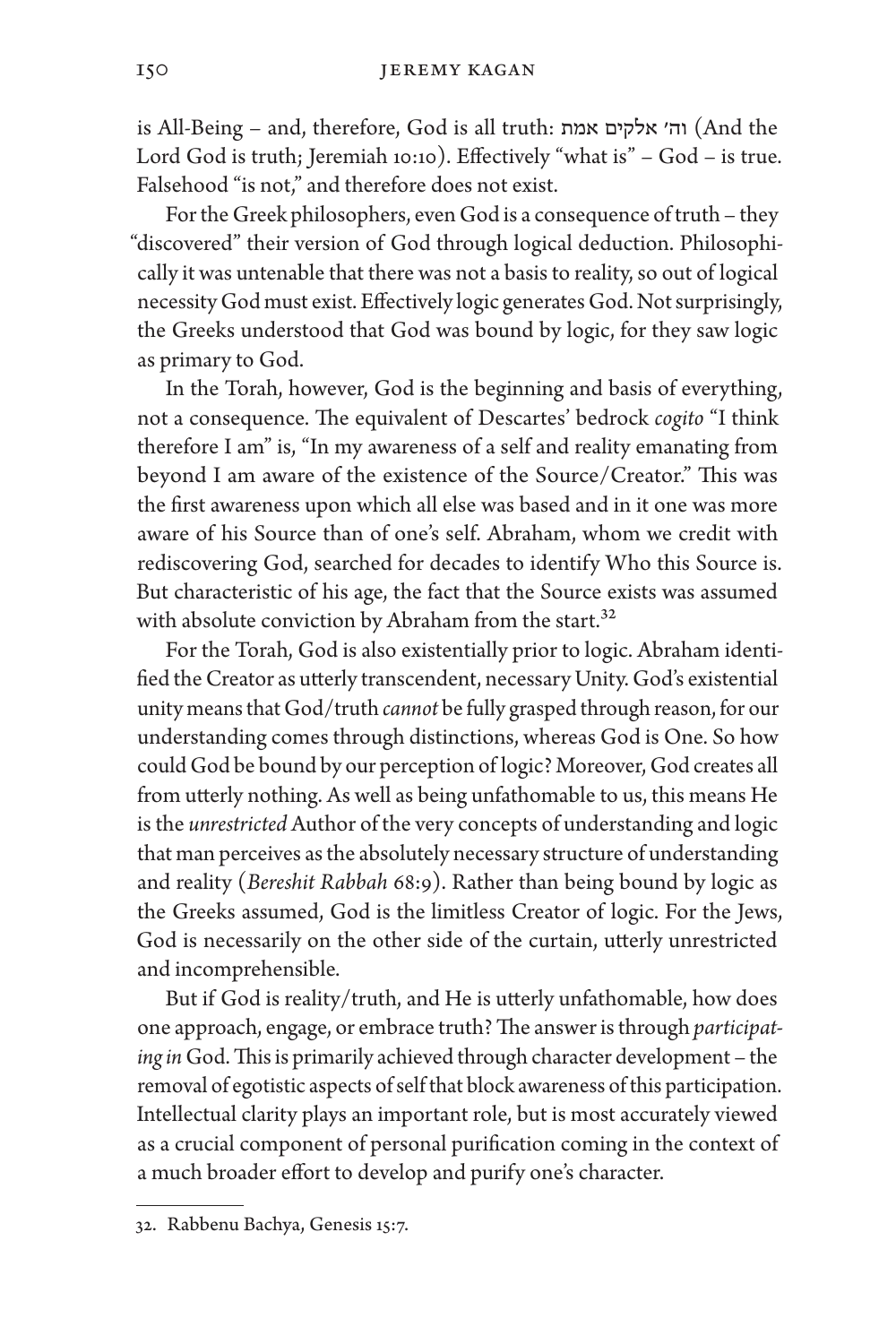is All-Being – and, therefore, God is all truth: וה׳ אלקים אמת (And the Lord God is truth; Jeremiah 10:10). Effectively "what is" – God – is true. Falsehood "is not," and therefore does not exist.

For the Greek philosophers, even God is a consequence of truth – they "discovered" their version of God through logical deduction. Philosophically it was untenable that there was not a basis to reality, so out of logical necessity God must exist. Effectively logic generates God. Not surprisingly, the Greeks understood that God was bound by logic, for they saw logic as primary to God.

In the Torah, however, God is the beginning and basis of everything, not a consequence. The equivalent of Descartes' bedrock *cogito* "I think therefore I am" is, "In my awareness of a self and reality emanating from beyond I am aware of the existence of the Source/Creator." This was the first awareness upon which all else was based and in it one was more aware of his Source than of one's self. Abraham, whom we credit with rediscovering God, searched for decades to identify Who this Source is. But characteristic of his age, the fact that the Source exists was assumed with absolute conviction by Abraham from the start.[32]

For the Torah, God is also existentially prior to logic. Abraham identified the Creator as utterly transcendent, necessary Unity. God's existential unity means that God/truth *cannot* be fully grasped through reason, for our understanding comes through distinctions, whereas God is One. So how could God be bound by our perception of logic? Moreover, God creates all from utterly nothing. As well as being unfathomable to us, this means He is the *unrestricted* Author of the very concepts of understanding and logic that man perceives as the absolutely necessary structure of understanding and reality (*Bereshit Rabbah* 68:9). Rather than being bound by logic as the Greeks assumed, God is the limitless Creator of logic. For the Jews, God is necessarily on the other side of the curtain, utterly unrestricted and incomprehensible.

But if God is reality/truth, and He is utterly unfathomable, how does one approach, engage, or embrace truth? The answer is through *participating in* God. This is primarily achieved through character development – the removal of egotistic aspects of self that block awareness of this participation. Intellectual clarity plays an important role, but is most accurately viewed as a crucial component of personal purification coming in the context of a much broader effort to develop and purify one's character.

---

32. Rabbenu Bachya, Genesis 15:7.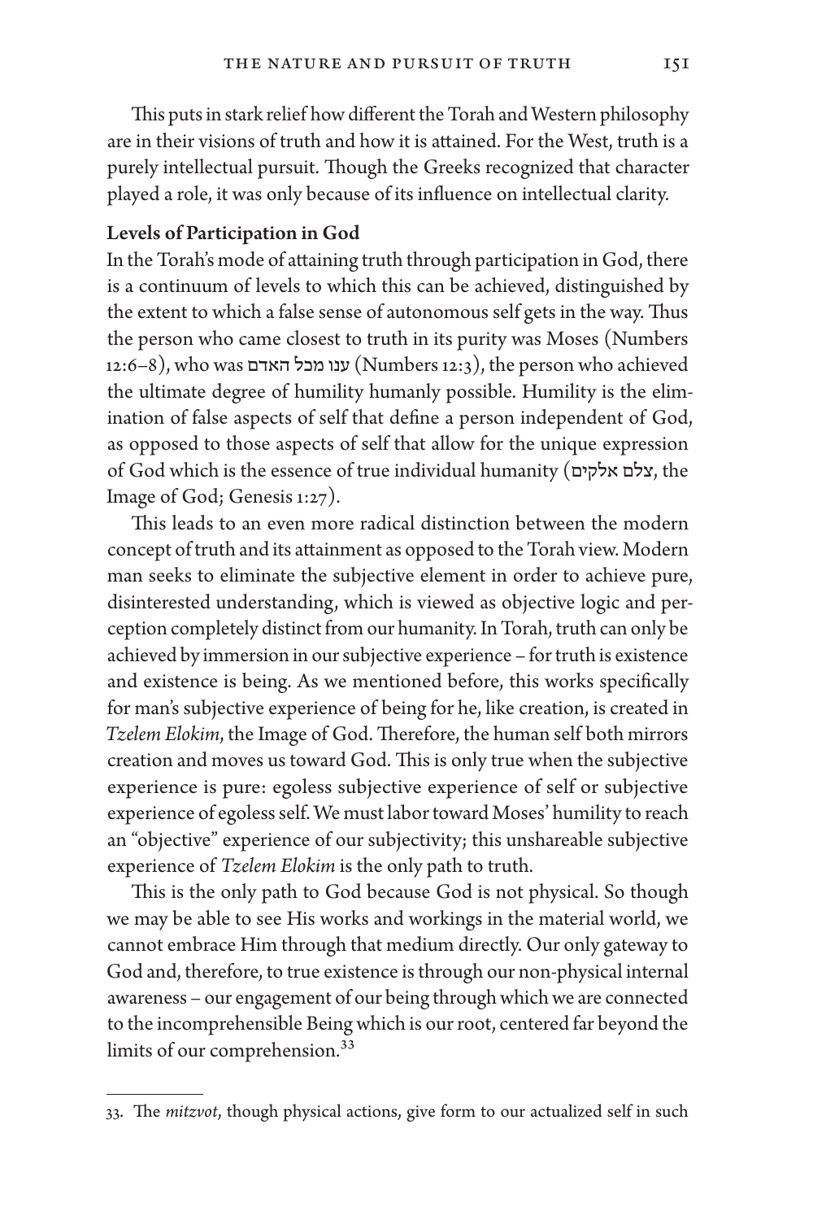This puts in stark relief how different the Torah and Western philosophy are in their visions of truth and how it is attained. For the West, truth is a purely intellectual pursuit. Though the Greeks recognized that character played a role, it was only because of its influence on intellectual clarity.

**Levels of Participation in God**

In the Torah's mode of attaining truth through participation in God, there is a continuum of levels to which this can be achieved, distinguished by the extent to which a false sense of autonomous self gets in the way. Thus the person who came closest to truth in its purity was Moses (Numbers 12:6–8), who was ענו מכל האדם (Numbers 12:3), the person who achieved the ultimate degree of humility humanly possible. Humility is the elimination of false aspects of self that define a person independent of God, as opposed to those aspects of self that allow for the unique expression of God which is the essence of true individual humanity (צלם אלקים, the Image of God; Genesis 1:27).

This leads to an even more radical distinction between the modern concept of truth and its attainment as opposed to the Torah view. Modern man seeks to eliminate the subjective element in order to achieve pure, disinterested understanding, which is viewed as objective logic and perception completely distinct from our humanity. In Torah, truth can only be achieved by immersion in our subjective experience – for truth is existence and existence is being. As we mentioned before, this works specifically for man's subjective experience of being for he, like creation, is created in *Tzelem Elokim*, the Image of God. Therefore, the human self both mirrors creation and moves us toward God. This is only true when the subjective experience is pure: egoless subjective experience of self or subjective experience of egoless self. We must labor toward Moses' humility to reach an "objective" experience of our subjectivity; this unshareable subjective experience of *Tzelem Elokim* is the only path to truth.

This is the only path to God because God is not physical. So though we may be able to see His works and workings in the material world, we cannot embrace Him through that medium directly. Our only gateway to God and, therefore, to true existence is through our non-physical internal awareness – our engagement of our being through which we are connected to the incomprehensible Being which is our root, centered far beyond the limits of our comprehension.[33]

---

33. The *mitzvot*, though physical actions, give form to our actualized self in such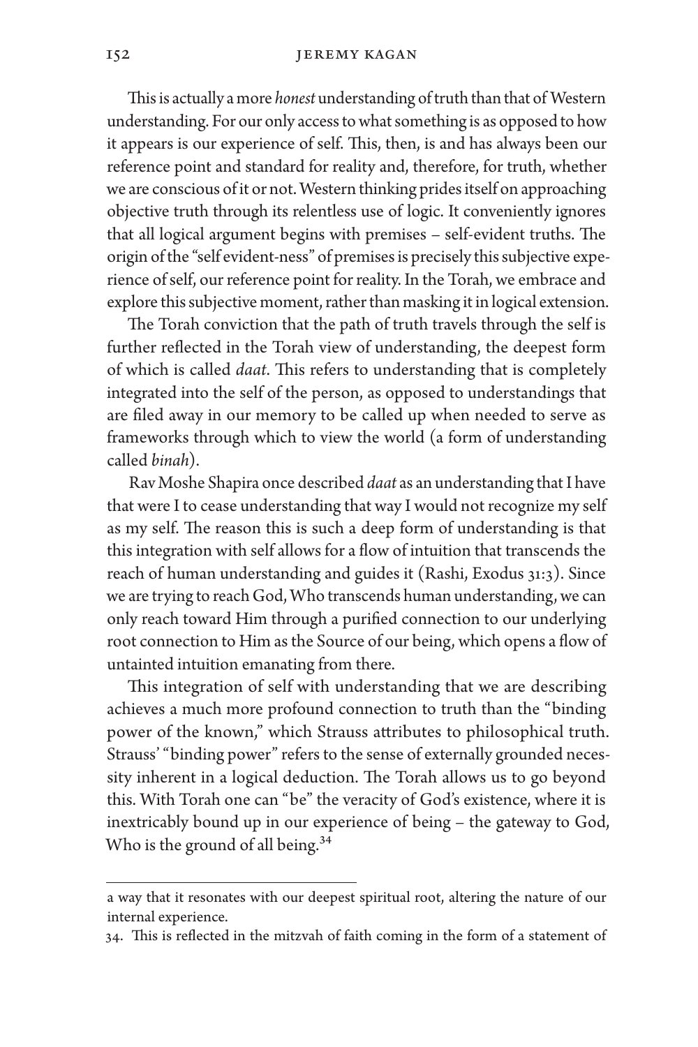This is actually a more *honest* understanding of truth than that of Western understanding. For our only access to what something is as opposed to how it appears is our experience of self. This, then, is and has always been our reference point and standard for reality and, therefore, for truth, whether we are conscious of it or not. Western thinking prides itself on approaching objective truth through its relentless use of logic. It conveniently ignores that all logical argument begins with premises – self-evident truths. The origin of the "self evident-ness" of premises is precisely this subjective experience of self, our reference point for reality. In the Torah, we embrace and explore this subjective moment, rather than masking it in logical extension.

The Torah conviction that the path of truth travels through the self is further reflected in the Torah view of understanding, the deepest form of which is called *daat*. This refers to understanding that is completely integrated into the self of the person, as opposed to understandings that are filed away in our memory to be called up when needed to serve as frameworks through which to view the world (a form of understanding called *binah*).

Rav Moshe Shapira once described *daat* as an understanding that I have that were I to cease understanding that way I would not recognize my self as my self. The reason this is such a deep form of understanding is that this integration with self allows for a flow of intuition that transcends the reach of human understanding and guides it (Rashi, Exodus 31:3). Since we are trying to reach God, Who transcends human understanding, we can only reach toward Him through a purified connection to our underlying root connection to Him as the Source of our being, which opens a flow of untainted intuition emanating from there.

This integration of self with understanding that we are describing achieves a much more profound connection to truth than the "binding power of the known," which Strauss attributes to philosophical truth. Strauss' "binding power" refers to the sense of externally grounded necessity inherent in a logical deduction. The Torah allows us to go beyond this. With Torah one can "be" the veracity of God's existence, where it is inextricably bound up in our experience of being – the gateway to God, Who is the ground of all being.[34]

---

a way that it resonates with our deepest spiritual root, altering the nature of our internal experience.

34. This is reflected in the mitzvah of faith coming in the form of a statement of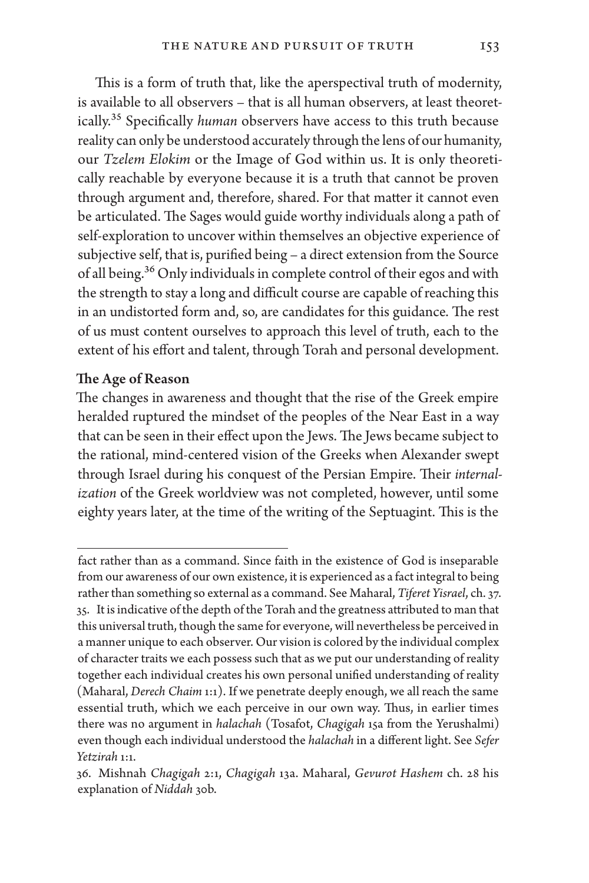This is a form of truth that, like the aperspectival truth of modernity, is available to all observers – that is all human observers, at least theoretically.[35] Specifically *human* observers have access to this truth because reality can only be understood accurately through the lens of our humanity, our *Tzelem Elokim* or the Image of God within us. It is only theoretically reachable by everyone because it is a truth that cannot be proven through argument and, therefore, shared. For that matter it cannot even be articulated. The Sages would guide worthy individuals along a path of self-exploration to uncover within themselves an objective experience of subjective self, that is, purified being – a direct extension from the Source of all being.[36] Only individuals in complete control of their egos and with the strength to stay a long and difficult course are capable of reaching this in an undistorted form and, so, are candidates for this guidance. The rest of us must content ourselves to approach this level of truth, each to the extent of his effort and talent, through Torah and personal development.

**The Age of Reason**

The changes in awareness and thought that the rise of the Greek empire heralded ruptured the mindset of the peoples of the Near East in a way that can be seen in their effect upon the Jews. The Jews became subject to the rational, mind-centered vision of the Greeks when Alexander swept through Israel during his conquest of the Persian Empire. Their *internalization* of the Greek worldview was not completed, however, until some eighty years later, at the time of the writing of the Septuagint. This is the

---

fact rather than as a command. Since faith in the existence of God is inseparable from our awareness of our own existence, it is experienced as a fact integral to being rather than something so external as a command. See Maharal, *Tiferet Yisrael*, ch. 37.

35. It is indicative of the depth of the Torah and the greatness attributed to man that this universal truth, though the same for everyone, will nevertheless be perceived in a manner unique to each observer. Our vision is colored by the individual complex of character traits we each possess such that as we put our understanding of reality together each individual creates his own personal unified understanding of reality (Maharal, *Derech Chaim* 1:1). If we penetrate deeply enough, we all reach the same essential truth, which we each perceive in our own way. Thus, in earlier times there was no argument in *halachah* (Tosafot, *Chagigah* 15a from the Yerushalmi) even though each individual understood the *halachah* in a different light. See *Sefer Yetzirah* 1:1.

36. Mishnah *Chagigah* 2:1, *Chagigah* 13a. Maharal, *Gevurot Hashem* ch. 28 his explanation of *Niddah* 30b.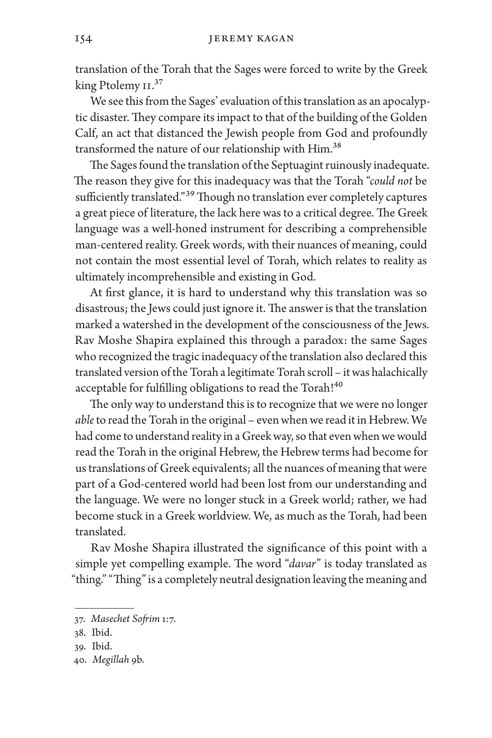translation of the Torah that the Sages were forced to write by the Greek king Ptolemy II.[37]

We see this from the Sages' evaluation of this translation as an apocalyptic disaster. They compare its impact to that of the building of the Golden Calf, an act that distanced the Jewish people from God and profoundly transformed the nature of our relationship with Him.[38]

The Sages found the translation of the Septuagint ruinously inadequate. The reason they give for this inadequacy was that the Torah "*could not* be sufficiently translated."[39] Though no translation ever completely captures a great piece of literature, the lack here was to a critical degree. The Greek language was a well-honed instrument for describing a comprehensible man-centered reality. Greek words, with their nuances of meaning, could not contain the most essential level of Torah, which relates to reality as ultimately incomprehensible and existing in God.

At first glance, it is hard to understand why this translation was so disastrous; the Jews could just ignore it. The answer is that the translation marked a watershed in the development of the consciousness of the Jews. Rav Moshe Shapira explained this through a paradox: the same Sages who recognized the tragic inadequacy of the translation also declared this translated version of the Torah a legitimate Torah scroll – it was halachically acceptable for fulfilling obligations to read the Torah![40]

The only way to understand this is to recognize that we were no longer *able* to read the Torah in the original – even when we read it in Hebrew. We had come to understand reality in a Greek way, so that even when we would read the Torah in the original Hebrew, the Hebrew terms had become for us translations of Greek equivalents; all the nuances of meaning that were part of a God-centered world had been lost from our understanding and the language. We were no longer stuck in a Greek world; rather, we had become stuck in a Greek worldview. We, as much as the Torah, had been translated.

Rav Moshe Shapira illustrated the significance of this point with a simple yet compelling example. The word "*davar*" is today translated as "thing." "Thing" is a completely neutral designation leaving the meaning and

---

37. *Masechet Sofrim* 1:7.

38. Ibid.

39. Ibid.

40. *Megillah* 9b.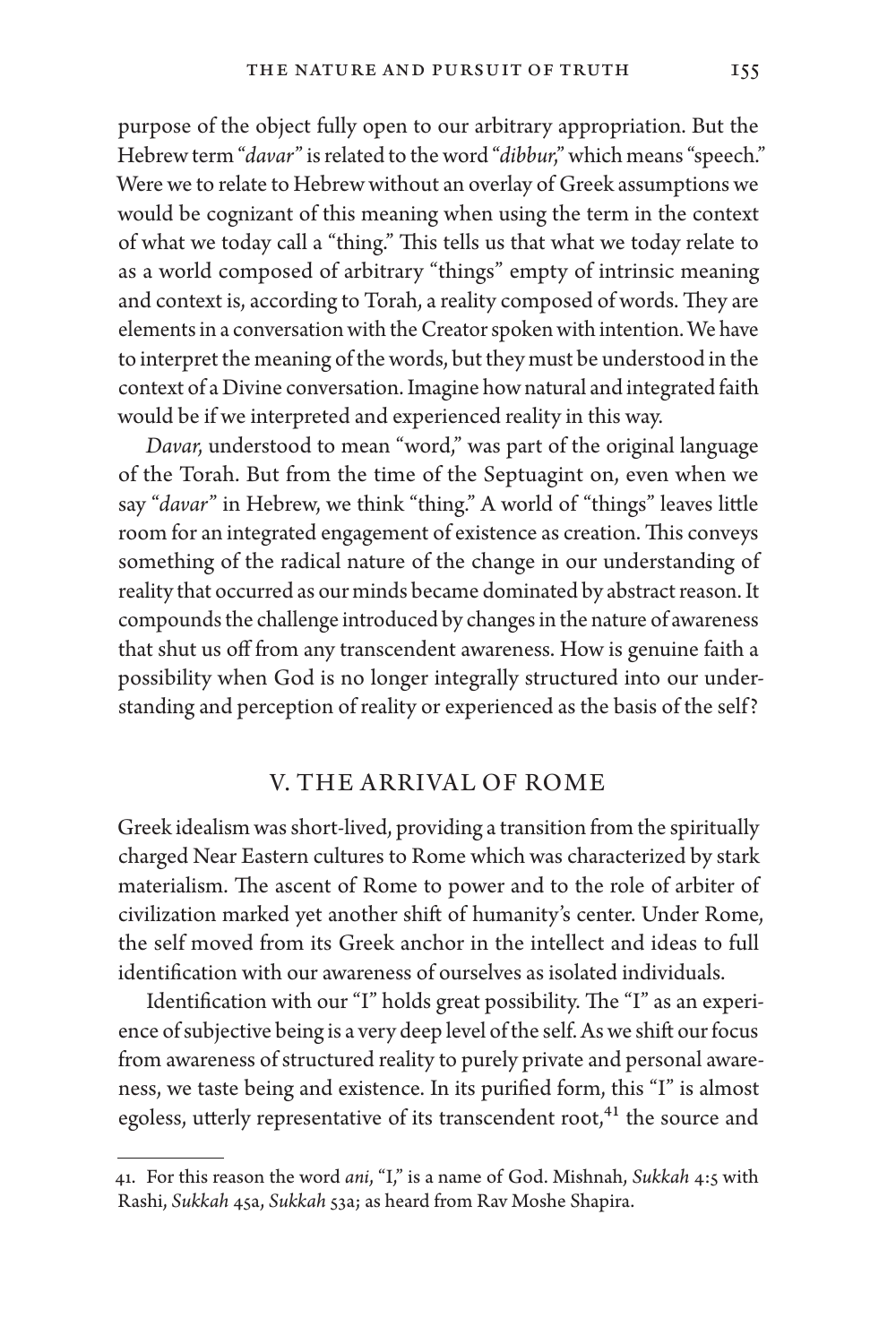purpose of the object fully open to our arbitrary appropriation. But the Hebrew term "*davar*" is related to the word "*dibbur*," which means "speech." Were we to relate to Hebrew without an overlay of Greek assumptions we would be cognizant of this meaning when using the term in the context of what we today call a "thing." This tells us that what we today relate to as a world composed of arbitrary "things" empty of intrinsic meaning and context is, according to Torah, a reality composed of words. They are elements in a conversation with the Creator spoken with intention. We have to interpret the meaning of the words, but they must be understood in the context of a Divine conversation. Imagine how natural and integrated faith would be if we interpreted and experienced reality in this way.

*Davar*, understood to mean "word," was part of the original language of the Torah. But from the time of the Septuagint on, even when we say "*davar*" in Hebrew, we think "thing." A world of "things" leaves little room for an integrated engagement of existence as creation. This conveys something of the radical nature of the change in our understanding of reality that occurred as our minds became dominated by abstract reason. It compounds the challenge introduced by changes in the nature of awareness that shut us off from any transcendent awareness. How is genuine faith a possibility when God is no longer integrally structured into our understanding and perception of reality or experienced as the basis of the self?

## V. THE ARRIVAL OF ROME

Greek idealism was short-lived, providing a transition from the spiritually charged Near Eastern cultures to Rome which was characterized by stark materialism. The ascent of Rome to power and to the role of arbiter of civilization marked yet another shift of humanity's center. Under Rome, the self moved from its Greek anchor in the intellect and ideas to full identification with our awareness of ourselves as isolated individuals.

Identification with our "I" holds great possibility. The "I" as an experience of subjective being is a very deep level of the self. As we shift our focus from awareness of structured reality to purely private and personal awareness, we taste being and existence. In its purified form, this "I" is almost egoless, utterly representative of its transcendent root,[41] the source and

---

41. For this reason the word *ani*, "I," is a name of God. Mishnah, *Sukkah* 4:5 with Rashi, *Sukkah* 45a, *Sukkah* 53a; as heard from Rav Moshe Shapira.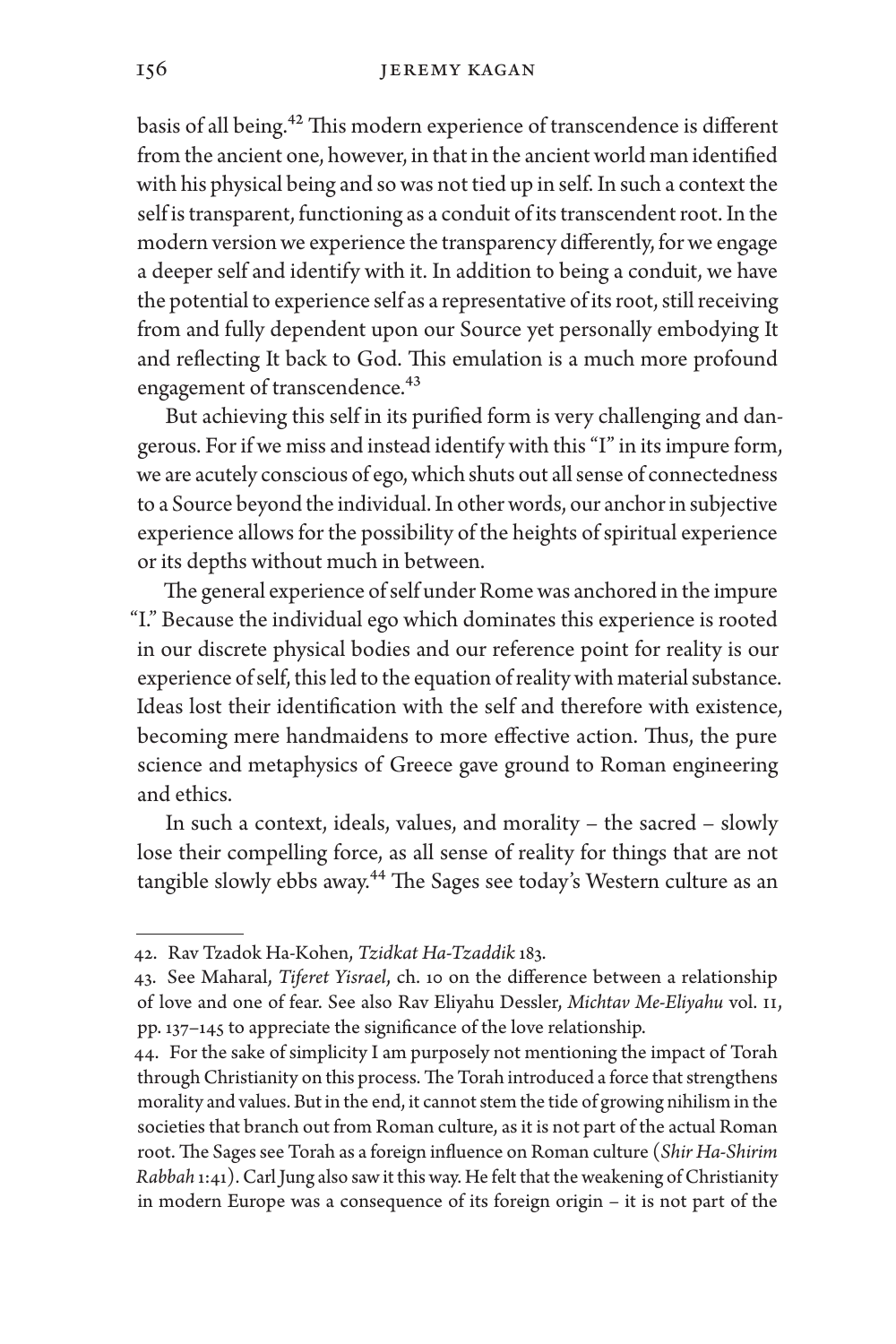basis of all being.[42] This modern experience of transcendence is different from the ancient one, however, in that in the ancient world man identified with his physical being and so was not tied up in self. In such a context the self is transparent, functioning as a conduit of its transcendent root. In the modern version we experience the transparency differently, for we engage a deeper self and identify with it. In addition to being a conduit, we have the potential to experience self as a representative of its root, still receiving from and fully dependent upon our Source yet personally embodying It and reflecting It back to God. This emulation is a much more profound engagement of transcendence.[43]

But achieving this self in its purified form is very challenging and dangerous. For if we miss and instead identify with this "I" in its impure form, we are acutely conscious of ego, which shuts out all sense of connectedness to a Source beyond the individual. In other words, our anchor in subjective experience allows for the possibility of the heights of spiritual experience or its depths without much in between.

The general experience of self under Rome was anchored in the impure "I." Because the individual ego which dominates this experience is rooted in our discrete physical bodies and our reference point for reality is our experience of self, this led to the equation of reality with material substance. Ideas lost their identification with the self and therefore with existence, becoming mere handmaidens to more effective action. Thus, the pure science and metaphysics of Greece gave ground to Roman engineering and ethics.

In such a context, ideals, values, and morality – the sacred – slowly lose their compelling force, as all sense of reality for things that are not tangible slowly ebbs away.[44] The Sages see today's Western culture as an

---

42. Rav Tzadok Ha-Kohen, *Tzidkat Ha-Tzaddik* 183.

43. See Maharal, *Tiferet Yisrael*, ch. 10 on the difference between a relationship of love and one of fear. See also Rav Eliyahu Dessler, *Michtav Me-Eliyahu* vol. II, pp. 137–145 to appreciate the significance of the love relationship.

44. For the sake of simplicity I am purposely not mentioning the impact of Torah through Christianity on this process. The Torah introduced a force that strengthens morality and values. But in the end, it cannot stem the tide of growing nihilism in the societies that branch out from Roman culture, as it is not part of the actual Roman root. The Sages see Torah as a foreign influence on Roman culture (*Shir Ha-Shirim Rabbah* 1:41). Carl Jung also saw it this way. He felt that the weakening of Christianity in modern Europe was a consequence of its foreign origin – it is not part of the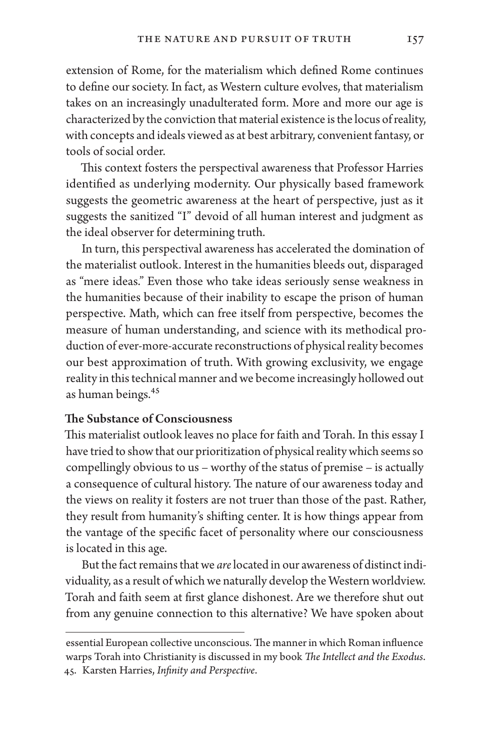extension of Rome, for the materialism which defined Rome continues to define our society. In fact, as Western culture evolves, that materialism takes on an increasingly unadulterated form. More and more our age is characterized by the conviction that material existence is the locus of reality, with concepts and ideals viewed as at best arbitrary, convenient fantasy, or tools of social order.

This context fosters the perspectival awareness that Professor Harries identified as underlying modernity. Our physically based framework suggests the geometric awareness at the heart of perspective, just as it suggests the sanitized "I" devoid of all human interest and judgment as the ideal observer for determining truth.

In turn, this perspectival awareness has accelerated the domination of the materialist outlook. Interest in the humanities bleeds out, disparaged as "mere ideas." Even those who take ideas seriously sense weakness in the humanities because of their inability to escape the prison of human perspective. Math, which can free itself from perspective, becomes the measure of human understanding, and science with its methodical production of ever-more-accurate reconstructions of physical reality becomes our best approximation of truth. With growing exclusivity, we engage reality in this technical manner and we become increasingly hollowed out as human beings.[45]

### The Substance of Consciousness

This materialist outlook leaves no place for faith and Torah. In this essay I have tried to show that our prioritization of physical reality which seems so compellingly obvious to us – worthy of the status of premise – is actually a consequence of cultural history. The nature of our awareness today and the views on reality it fosters are not truer than those of the past. Rather, they result from humanity's shifting center. It is how things appear from the vantage of the specific facet of personality where our consciousness is located in this age.

But the fact remains that we *are* located in our awareness of distinct individuality, as a result of which we naturally develop the Western worldview. Torah and faith seem at first glance dishonest. Are we therefore shut out from any genuine connection to this alternative? We have spoken about

---

essential European collective unconscious. The manner in which Roman influence warps Torah into Christianity is discussed in my book *The Intellect and the Exodus*.

45. Karsten Harries, *Infinity and Perspective*.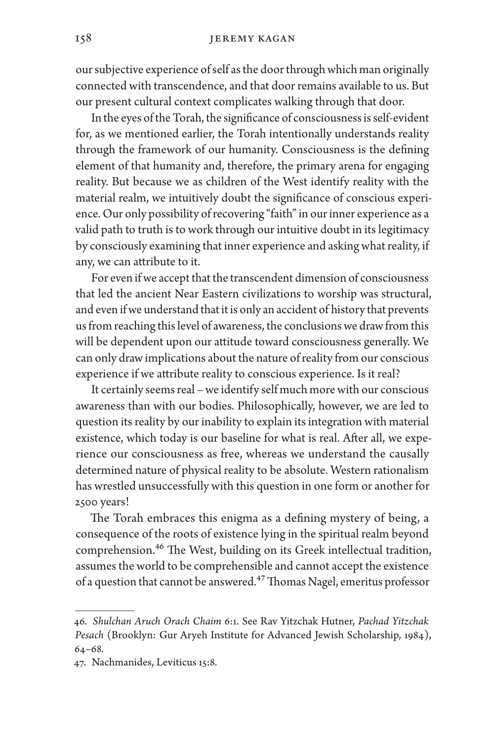our subjective experience of self as the door through which man originally connected with transcendence, and that door remains available to us. But our present cultural context complicates walking through that door.

In the eyes of the Torah, the significance of consciousness is self-evident for, as we mentioned earlier, the Torah intentionally understands reality through the framework of our humanity. Consciousness is the defining element of that humanity and, therefore, the primary arena for engaging reality. But because we as children of the West identify reality with the material realm, we intuitively doubt the significance of conscious experience. Our only possibility of recovering "faith" in our inner experience as a valid path to truth is to work through our intuitive doubt in its legitimacy by consciously examining that inner experience and asking what reality, if any, we can attribute to it.

For even if we accept that the transcendent dimension of consciousness that led the ancient Near Eastern civilizations to worship was structural, and even if we understand that it is only an accident of history that prevents us from reaching this level of awareness, the conclusions we draw from this will be dependent upon our attitude toward consciousness generally. We can only draw implications about the nature of reality from our conscious experience if we attribute reality to conscious experience. Is it real?

It certainly seems real – we identify self much more with our conscious awareness than with our bodies. Philosophically, however, we are led to question its reality by our inability to explain its integration with material existence, which today is our baseline for what is real. After all, we experience our consciousness as free, whereas we understand the causally determined nature of physical reality to be absolute. Western rationalism has wrestled unsuccessfully with this question in one form or another for 2500 years!

The Torah embraces this enigma as a defining mystery of being, a consequence of the roots of existence lying in the spiritual realm beyond comprehension.[46] The West, building on its Greek intellectual tradition, assumes the world to be comprehensible and cannot accept the existence of a question that cannot be answered.[47] Thomas Nagel, emeritus professor

---

46. *Shulchan Aruch Orach Chaim* 6:1. See Rav Yitzchak Hutner, *Pachad Yitzchak Pesach* (Brooklyn: Gur Aryeh Institute for Advanced Jewish Scholarship, 1984), 64–68.

47. Nachmanides, Leviticus 15:8.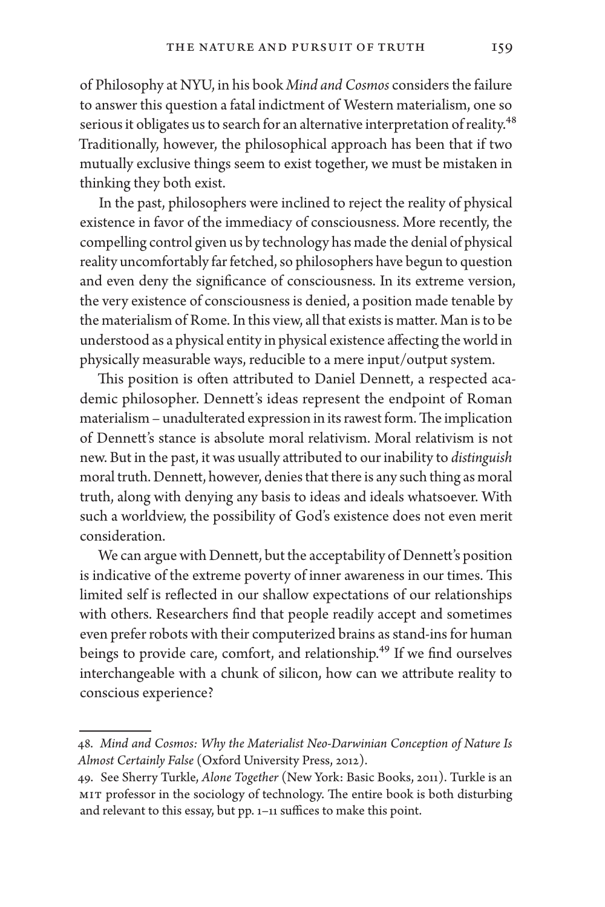of Philosophy at NYU, in his book *Mind and Cosmos* considers the failure to answer this question a fatal indictment of Western materialism, one so serious it obligates us to search for an alternative interpretation of reality.[48] Traditionally, however, the philosophical approach has been that if two mutually exclusive things seem to exist together, we must be mistaken in thinking they both exist.

In the past, philosophers were inclined to reject the reality of physical existence in favor of the immediacy of consciousness. More recently, the compelling control given us by technology has made the denial of physical reality uncomfortably far fetched, so philosophers have begun to question and even deny the significance of consciousness. In its extreme version, the very existence of consciousness is denied, a position made tenable by the materialism of Rome. In this view, all that exists is matter. Man is to be understood as a physical entity in physical existence affecting the world in physically measurable ways, reducible to a mere input/output system.

This position is often attributed to Daniel Dennett, a respected academic philosopher. Dennett's ideas represent the endpoint of Roman materialism – unadulterated expression in its rawest form. The implication of Dennett's stance is absolute moral relativism. Moral relativism is not new. But in the past, it was usually attributed to our inability to *distinguish* moral truth. Dennett, however, denies that there is any such thing as moral truth, along with denying any basis to ideas and ideals whatsoever. With such a worldview, the possibility of God's existence does not even merit consideration.

We can argue with Dennett, but the acceptability of Dennett's position is indicative of the extreme poverty of inner awareness in our times. This limited self is reflected in our shallow expectations of our relationships with others. Researchers find that people readily accept and sometimes even prefer robots with their computerized brains as stand-ins for human beings to provide care, comfort, and relationship.[49] If we find ourselves interchangeable with a chunk of silicon, how can we attribute reality to conscious experience?

---

48. *Mind and Cosmos: Why the Materialist Neo-Darwinian Conception of Nature Is Almost Certainly False* (Oxford University Press, 2012).

49. See Sherry Turkle, *Alone Together* (New York: Basic Books, 2011). Turkle is an MIT professor in the sociology of technology. The entire book is both disturbing and relevant to this essay, but pp. 1–11 suffices to make this point.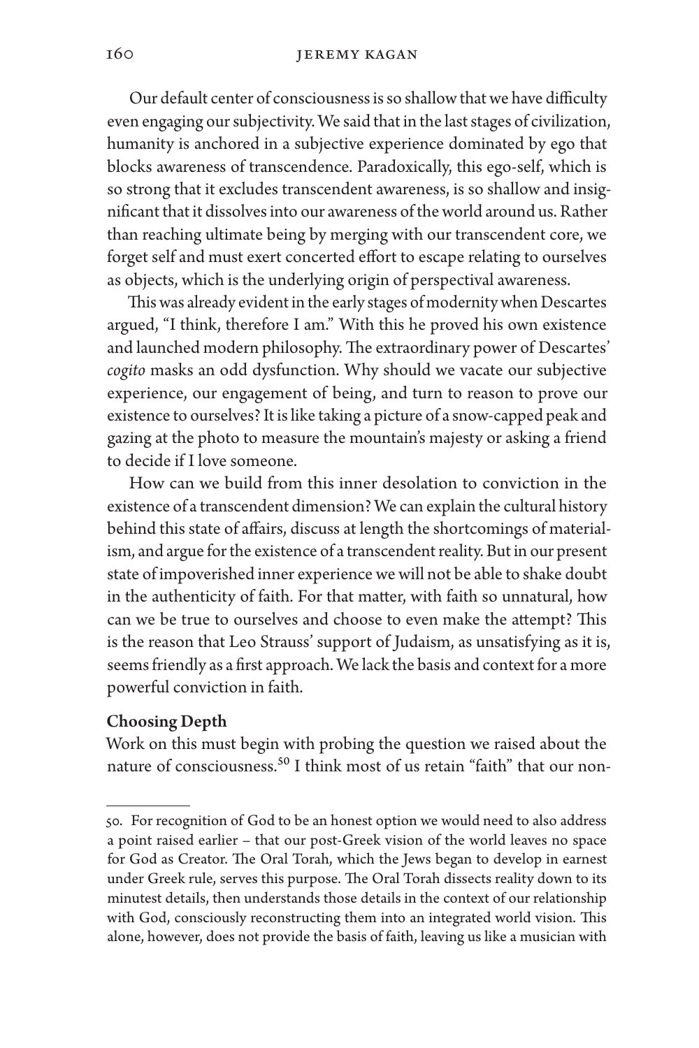Our default center of consciousness is so shallow that we have difficulty even engaging our subjectivity. We said that in the last stages of civilization, humanity is anchored in a subjective experience dominated by ego that blocks awareness of transcendence. Paradoxically, this ego-self, which is so strong that it excludes transcendent awareness, is so shallow and insignificant that it dissolves into our awareness of the world around us. Rather than reaching ultimate being by merging with our transcendent core, we forget self and must exert concerted effort to escape relating to ourselves as objects, which is the underlying origin of perspectival awareness.

This was already evident in the early stages of modernity when Descartes argued, "I think, therefore I am." With this he proved his own existence and launched modern philosophy. The extraordinary power of Descartes' *cogito* masks an odd dysfunction. Why should we vacate our subjective experience, our engagement of being, and turn to reason to prove our existence to ourselves? It is like taking a picture of a snow-capped peak and gazing at the photo to measure the mountain's majesty or asking a friend to decide if I love someone.

How can we build from this inner desolation to conviction in the existence of a transcendent dimension? We can explain the cultural history behind this state of affairs, discuss at length the shortcomings of materialism, and argue for the existence of a transcendent reality. But in our present state of impoverished inner experience we will not be able to shake doubt in the authenticity of faith. For that matter, with faith so unnatural, how can we be true to ourselves and choose to even make the attempt? This is the reason that Leo Strauss' support of Judaism, as unsatisfying as it is, seems friendly as a first approach. We lack the basis and context for a more powerful conviction in faith.

**Choosing Depth**

Work on this must begin with probing the question we raised about the nature of consciousness.[50] I think most of us retain "faith" that our non-

---

50. For recognition of God to be an honest option we would need to also address a point raised earlier – that our post-Greek vision of the world leaves no space for God as Creator. The Oral Torah, which the Jews began to develop in earnest under Greek rule, serves this purpose. The Oral Torah dissects reality down to its minutest details, then understands those details in the context of our relationship with God, consciously reconstructing them into an integrated world vision. This alone, however, does not provide the basis of faith, leaving us like a musician with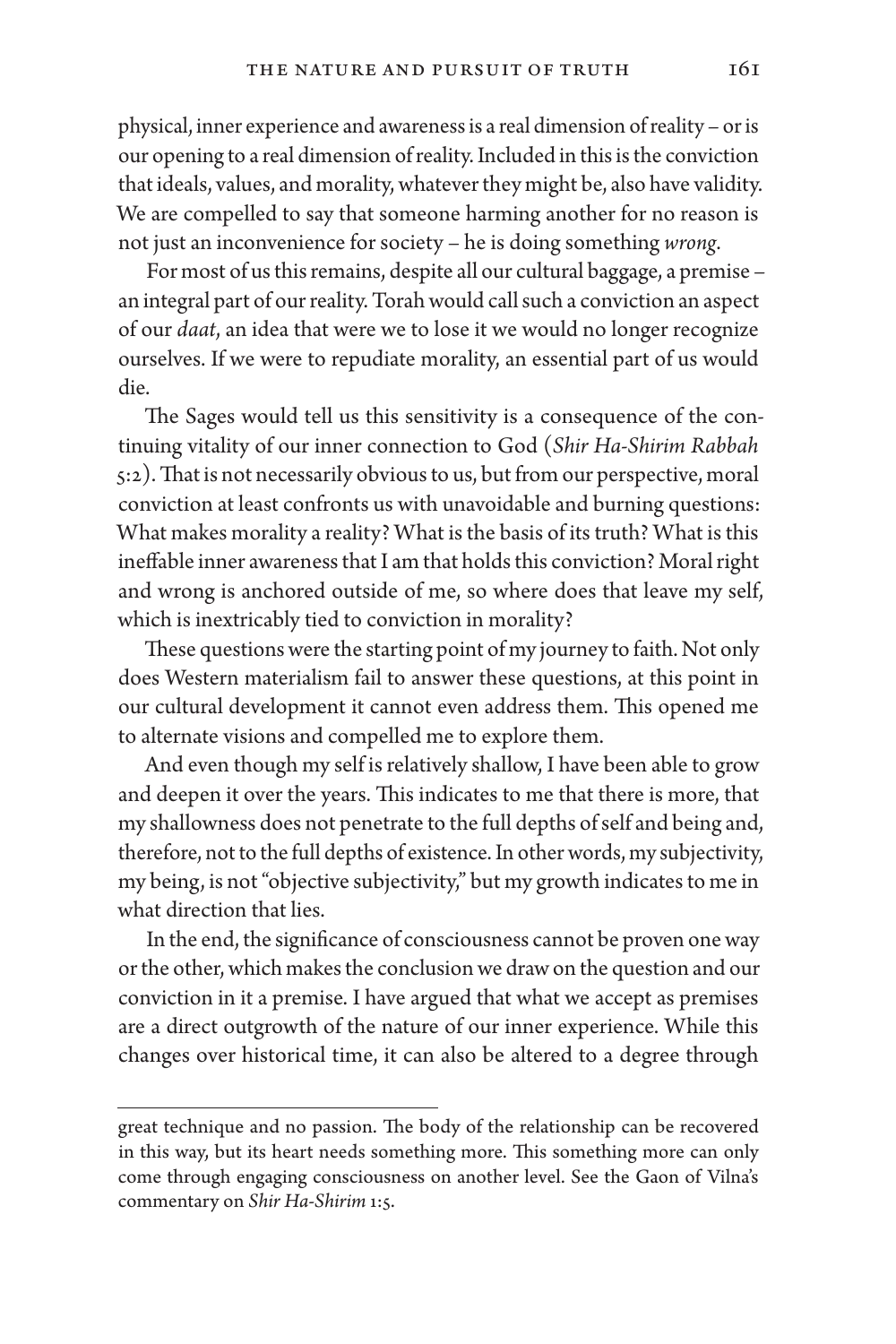physical, inner experience and awareness is a real dimension of reality – or is our opening to a real dimension of reality. Included in this is the conviction that ideals, values, and morality, whatever they might be, also have validity. We are compelled to say that someone harming another for no reason is not just an inconvenience for society – he is doing something *wrong*.

For most of us this remains, despite all our cultural baggage, a premise – an integral part of our reality. Torah would call such a conviction an aspect of our *daat*, an idea that were we to lose it we would no longer recognize ourselves. If we were to repudiate morality, an essential part of us would die.

The Sages would tell us this sensitivity is a consequence of the continuing vitality of our inner connection to God (*Shir Ha-Shirim Rabbah* 5:2). That is not necessarily obvious to us, but from our perspective, moral conviction at least confronts us with unavoidable and burning questions: What makes morality a reality? What is the basis of its truth? What is this ineffable inner awareness that I am that holds this conviction? Moral right and wrong is anchored outside of me, so where does that leave my self, which is inextricably tied to conviction in morality?

These questions were the starting point of my journey to faith. Not only does Western materialism fail to answer these questions, at this point in our cultural development it cannot even address them. This opened me to alternate visions and compelled me to explore them.

And even though my self is relatively shallow, I have been able to grow and deepen it over the years. This indicates to me that there is more, that my shallowness does not penetrate to the full depths of self and being and, therefore, not to the full depths of existence. In other words, my subjectivity, my being, is not "objective subjectivity," but my growth indicates to me in what direction that lies.

In the end, the significance of consciousness cannot be proven one way or the other, which makes the conclusion we draw on the question and our conviction in it a premise. I have argued that what we accept as premises are a direct outgrowth of the nature of our inner experience. While this changes over historical time, it can also be altered to a degree through

---

great technique and no passion. The body of the relationship can be recovered in this way, but its heart needs something more. This something more can only come through engaging consciousness on another level. See the Gaon of Vilna's commentary on *Shir Ha-Shirim* 1:5.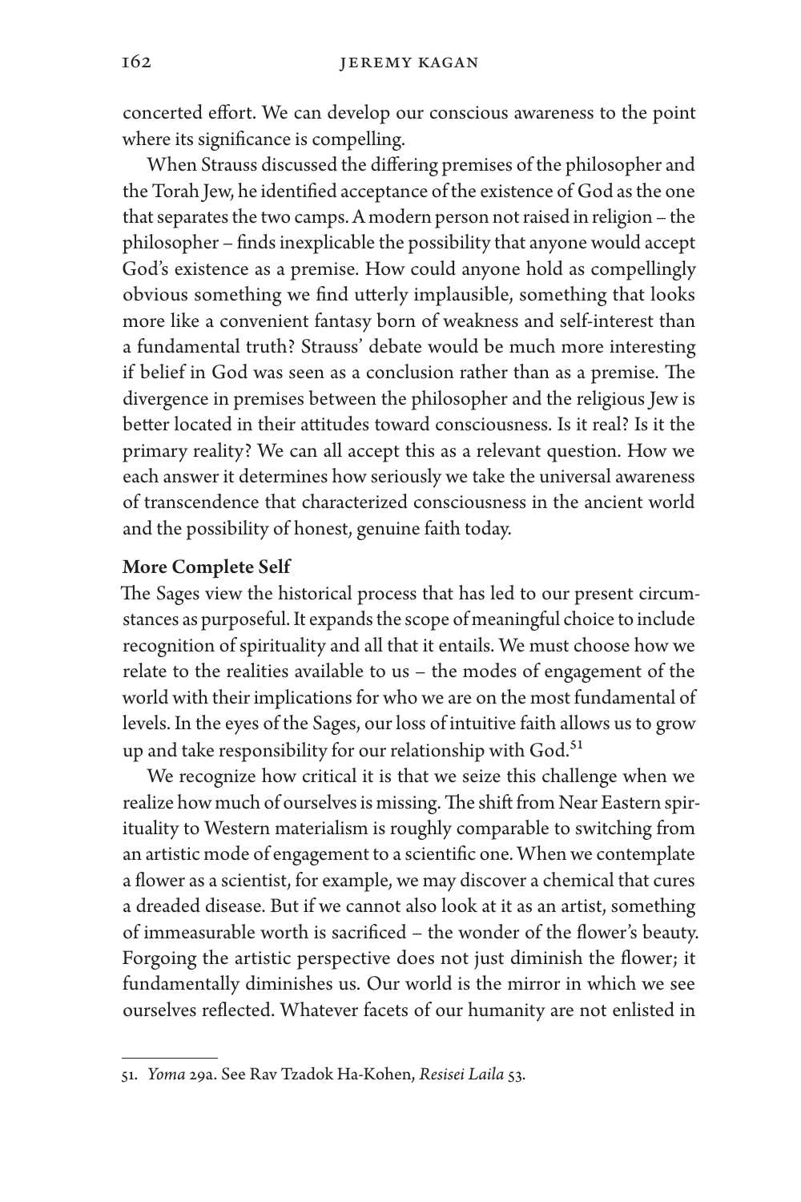concerted effort. We can develop our conscious awareness to the point where its significance is compelling.

When Strauss discussed the differing premises of the philosopher and the Torah Jew, he identified acceptance of the existence of God as the one that separates the two camps. A modern person not raised in religion – the philosopher – finds inexplicable the possibility that anyone would accept God's existence as a premise. How could anyone hold as compellingly obvious something we find utterly implausible, something that looks more like a convenient fantasy born of weakness and self-interest than a fundamental truth? Strauss' debate would be much more interesting if belief in God was seen as a conclusion rather than as a premise. The divergence in premises between the philosopher and the religious Jew is better located in their attitudes toward consciousness. Is it real? Is it the primary reality? We can all accept this as a relevant question. How we each answer it determines how seriously we take the universal awareness of transcendence that characterized consciousness in the ancient world and the possibility of honest, genuine faith today.

### More Complete Self

The Sages view the historical process that has led to our present circumstances as purposeful. It expands the scope of meaningful choice to include recognition of spirituality and all that it entails. We must choose how we relate to the realities available to us – the modes of engagement of the world with their implications for who we are on the most fundamental of levels. In the eyes of the Sages, our loss of intuitive faith allows us to grow up and take responsibility for our relationship with God.[51]

We recognize how critical it is that we seize this challenge when we realize how much of ourselves is missing. The shift from Near Eastern spirituality to Western materialism is roughly comparable to switching from an artistic mode of engagement to a scientific one. When we contemplate a flower as a scientist, for example, we may discover a chemical that cures a dreaded disease. But if we cannot also look at it as an artist, something of immeasurable worth is sacrificed – the wonder of the flower's beauty. Forgoing the artistic perspective does not just diminish the flower; it fundamentally diminishes us. Our world is the mirror in which we see ourselves reflected. Whatever facets of our humanity are not enlisted in

---

51. *Yoma* 29a. See Rav Tzadok Ha-Kohen, *Resisei Laila* 53.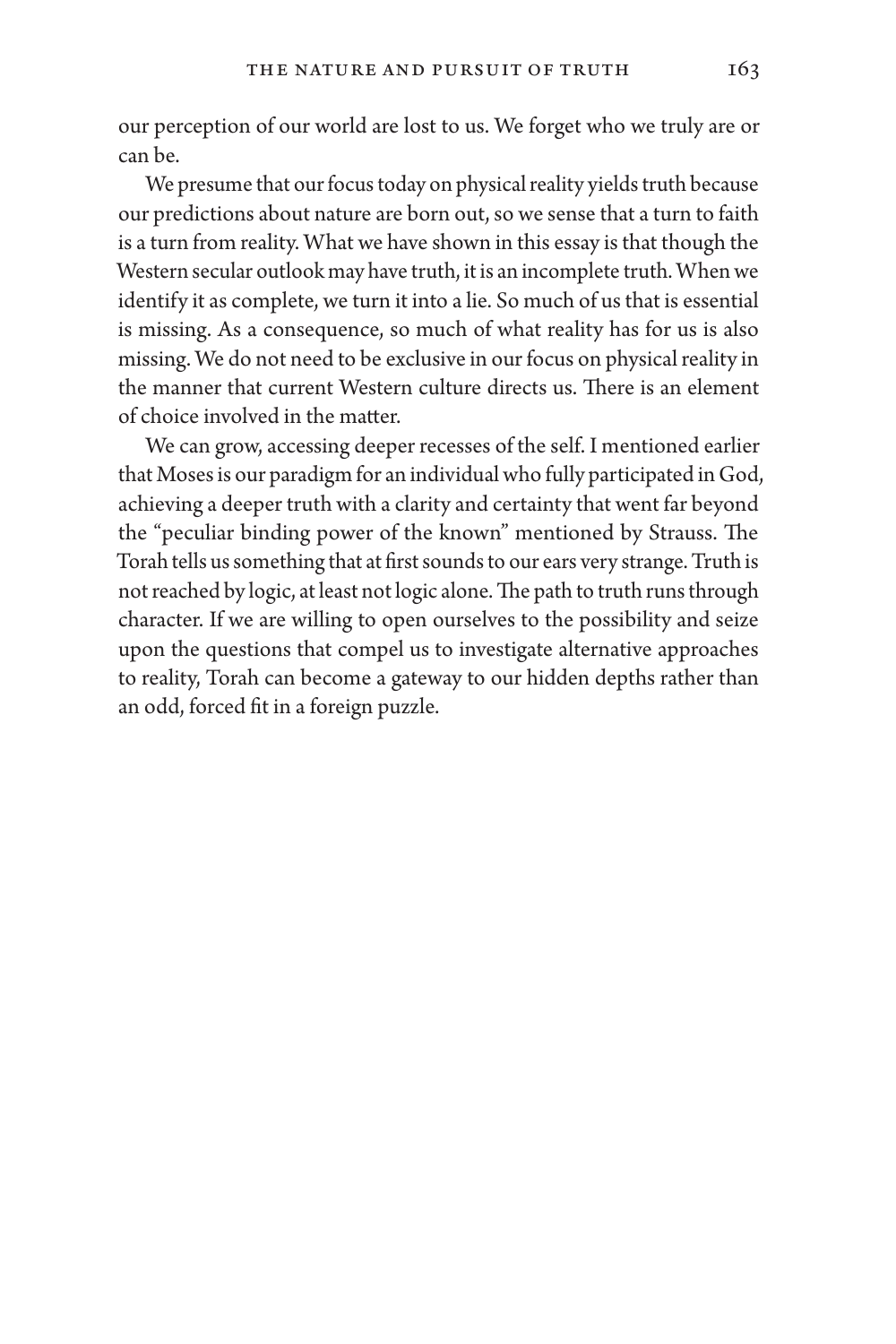our perception of our world are lost to us. We forget who we truly are or can be.

We presume that our focus today on physical reality yields truth because our predictions about nature are born out, so we sense that a turn to faith is a turn from reality. What we have shown in this essay is that though the Western secular outlook may have truth, it is an incomplete truth. When we identify it as complete, we turn it into a lie. So much of us that is essential is missing. As a consequence, so much of what reality has for us is also missing. We do not need to be exclusive in our focus on physical reality in the manner that current Western culture directs us. There is an element of choice involved in the matter.

We can grow, accessing deeper recesses of the self. I mentioned earlier that Moses is our paradigm for an individual who fully participated in God, achieving a deeper truth with a clarity and certainty that went far beyond the "peculiar binding power of the known" mentioned by Strauss. The Torah tells us something that at first sounds to our ears very strange. Truth is not reached by logic, at least not logic alone. The path to truth runs through character. If we are willing to open ourselves to the possibility and seize upon the questions that compel us to investigate alternative approaches to reality, Torah can become a gateway to our hidden depths rather than an odd, forced fit in a foreign puzzle.